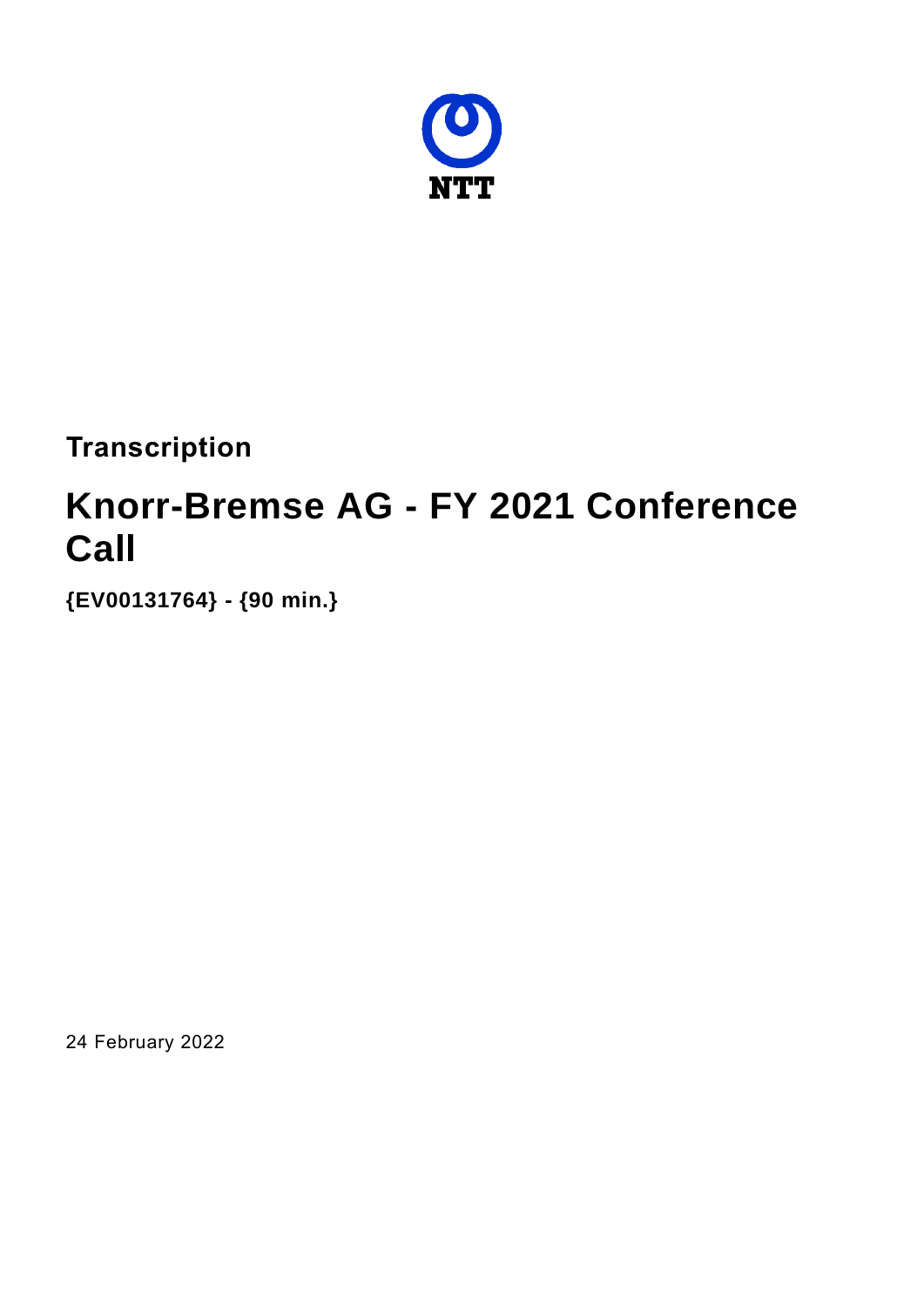NTT

**Transcription**

# Knorr-Bremse AG - FY 2021 Conference Call

**{EV00131764} - {90 min.}**

24 February 2022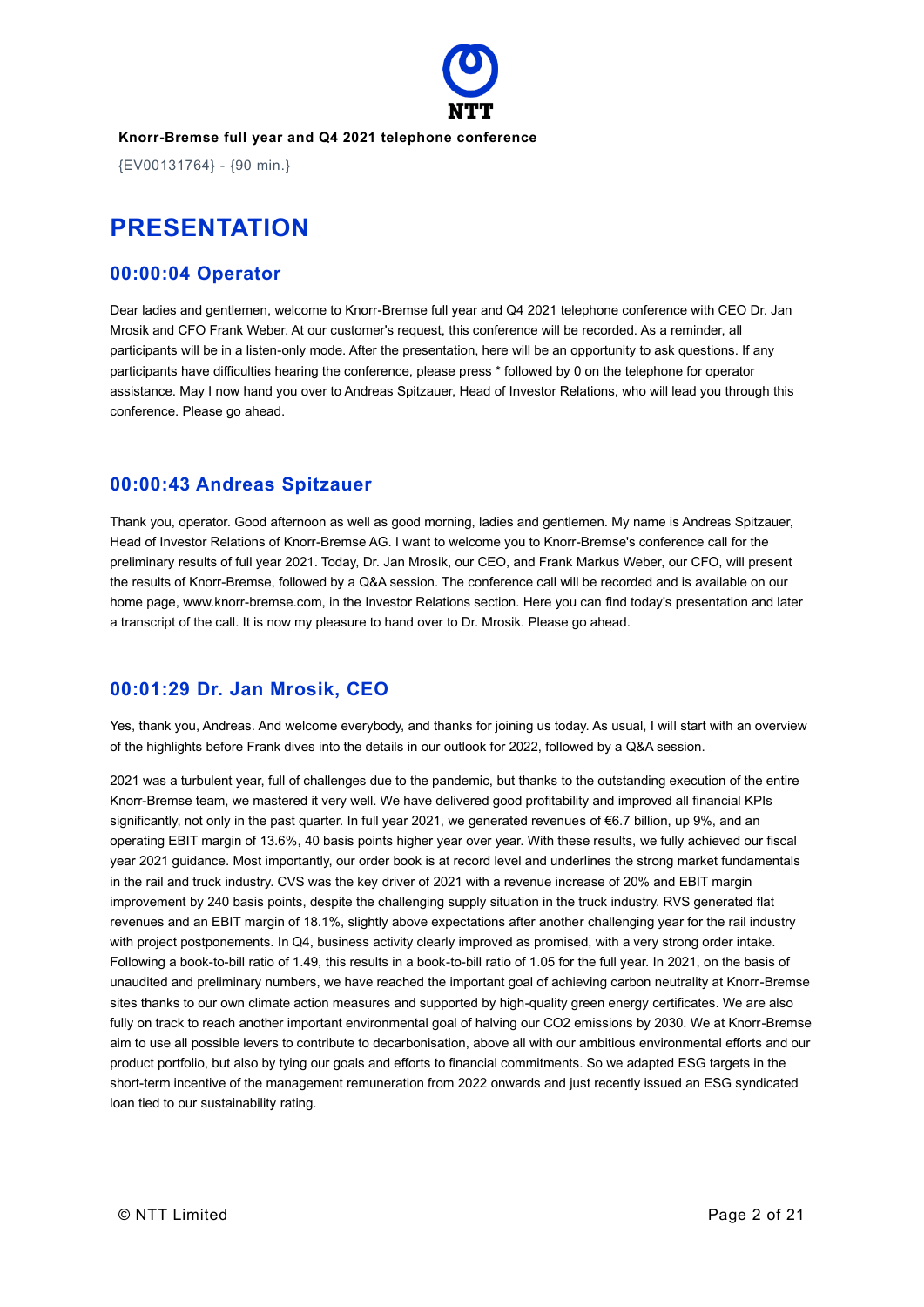**Knorr-Bremse full year and Q4 2021 telephone conference**

{EV00131764} - {90 min.}

# PRESENTATION

## 00:00:04 Operator

Dear ladies and gentlemen, welcome to Knorr-Bremse full year and Q4 2021 telephone conference with CEO Dr. Jan Mrosik and CFO Frank Weber. At our customer's request, this conference will be recorded. As a reminder, all participants will be in a listen-only mode. After the presentation, here will be an opportunity to ask questions. If any participants have difficulties hearing the conference, please press * followed by 0 on the telephone for operator assistance. May I now hand you over to Andreas Spitzauer, Head of Investor Relations, who will lead you through this conference. Please go ahead.

## 00:00:43 Andreas Spitzauer

Thank you, operator. Good afternoon as well as good morning, ladies and gentlemen. My name is Andreas Spitzauer, Head of Investor Relations of Knorr-Bremse AG. I want to welcome you to Knorr-Bremse's conference call for the preliminary results of full year 2021. Today, Dr. Jan Mrosik, our CEO, and Frank Markus Weber, our CFO, will present the results of Knorr-Bremse, followed by a Q&A session. The conference call will be recorded and is available on our home page, www.knorr-bremse.com, in the Investor Relations section. Here you can find today's presentation and later a transcript of the call. It is now my pleasure to hand over to Dr. Mrosik. Please go ahead.

## 00:01:29 Dr. Jan Mrosik, CEO

Yes, thank you, Andreas. And welcome everybody, and thanks for joining us today. As usual, I will start with an overview of the highlights before Frank dives into the details in our outlook for 2022, followed by a Q&A session.

2021 was a turbulent year, full of challenges due to the pandemic, but thanks to the outstanding execution of the entire Knorr-Bremse team, we mastered it very well. We have delivered good profitability and improved all financial KPIs significantly, not only in the past quarter. In full year 2021, we generated revenues of €6.7 billion, up 9%, and an operating EBIT margin of 13.6%, 40 basis points higher year over year. With these results, we fully achieved our fiscal year 2021 guidance. Most importantly, our order book is at record level and underlines the strong market fundamentals in the rail and truck industry. CVS was the key driver of 2021 with a revenue increase of 20% and EBIT margin improvement by 240 basis points, despite the challenging supply situation in the truck industry. RVS generated flat revenues and an EBIT margin of 18.1%, slightly above expectations after another challenging year for the rail industry with project postponements. In Q4, business activity clearly improved as promised, with a very strong order intake. Following a book-to-bill ratio of 1.49, this results in a book-to-bill ratio of 1.05 for the full year. In 2021, on the basis of unaudited and preliminary numbers, we have reached the important goal of achieving carbon neutrality at Knorr-Bremse sites thanks to our own climate action measures and supported by high-quality green energy certificates. We are also fully on track to reach another important environmental goal of halving our $CO_2$ emissions by 2030. We at Knorr-Bremse aim to use all possible levers to contribute to decarbonisation, above all with our ambitious environmental efforts and our product portfolio, but also by tying our goals and efforts to financial commitments. So we adapted ESG targets in the short-term incentive of the management remuneration from 2022 onwards and just recently issued an ESG syndicated loan tied to our sustainability rating.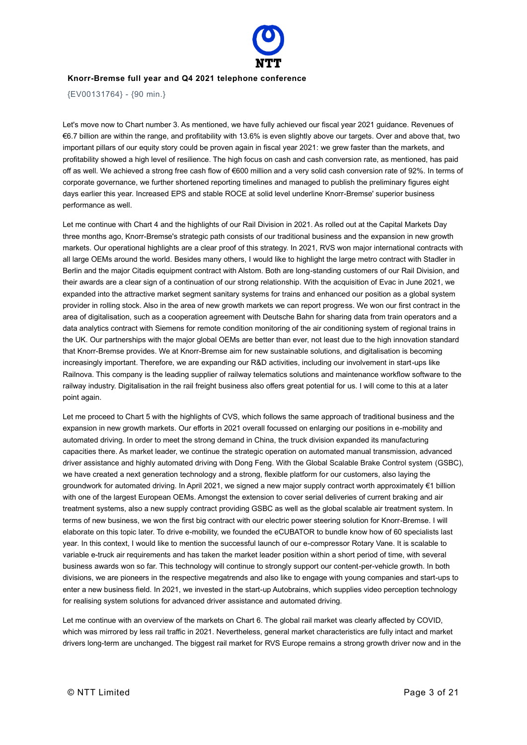**Knorr-Bremse full year and Q4 2021 telephone conference**

{EV00131764} - {90 min.}

Let's move now to Chart number 3. As mentioned, we have fully achieved our fiscal year 2021 guidance. Revenues of €6.7 billion are within the range, and profitability with 13.6% is even slightly above our targets. Over and above that, two important pillars of our equity story could be proven again in fiscal year 2021: we grew faster than the markets, and profitability showed a high level of resilience. The high focus on cash and cash conversion rate, as mentioned, has paid off as well. We achieved a strong free cash flow of €600 million and a very solid cash conversion rate of 92%. In terms of corporate governance, we further shortened reporting timelines and managed to publish the preliminary figures eight days earlier this year. Increased EPS and stable ROCE at solid level underline Knorr-Bremse' superior business performance as well.

Let me continue with Chart 4 and the highlights of our Rail Division in 2021. As rolled out at the Capital Markets Day three months ago, Knorr-Bremse's strategic path consists of our traditional business and the expansion in new growth markets. Our operational highlights are a clear proof of this strategy. In 2021, RVS won major international contracts with all large OEMs around the world. Besides many others, I would like to highlight the large metro contract with Stadler in Berlin and the major Citadis equipment contract with Alstom. Both are long-standing customers of our Rail Division, and their awards are a clear sign of a continuation of our strong relationship. With the acquisition of Evac in June 2021, we expanded into the attractive market segment sanitary systems for trains and enhanced our position as a global system provider in rolling stock. Also in the area of new growth markets we can report progress. We won our first contract in the area of digitalisation, such as a cooperation agreement with Deutsche Bahn for sharing data from train operators and a data analytics contract with Siemens for remote condition monitoring of the air conditioning system of regional trains in the UK. Our partnerships with the major global OEMs are better than ever, not least due to the high innovation standard that Knorr-Bremse provides. We at Knorr-Bremse aim for new sustainable solutions, and digitalisation is becoming increasingly important. Therefore, we are expanding our R&D activities, including our involvement in start-ups like Railnova. This company is the leading supplier of railway telematics solutions and maintenance workflow software to the railway industry. Digitalisation in the rail freight business also offers great potential for us. I will come to this at a later point again.

Let me proceed to Chart 5 with the highlights of CVS, which follows the same approach of traditional business and the expansion in new growth markets. Our efforts in 2021 overall focussed on enlarging our positions in e-mobility and automated driving. In order to meet the strong demand in China, the truck division expanded its manufacturing capacities there. As market leader, we continue the strategic operation on automated manual transmission, advanced driver assistance and highly automated driving with Dong Feng. With the Global Scalable Brake Control system (GSBC), we have created a next generation technology and a strong, flexible platform for our customers, also laying the groundwork for automated driving. In April 2021, we signed a new major supply contract worth approximately €1 billion with one of the largest European OEMs. Amongst the extension to cover serial deliveries of current braking and air treatment systems, also a new supply contract providing GSBC as well as the global scalable air treatment system. In terms of new business, we won the first big contract with our electric power steering solution for Knorr-Bremse. I will elaborate on this topic later. To drive e-mobility, we founded the eCUBATOR to bundle know how of 60 specialists last year. In this context, I would like to mention the successful launch of our e-compressor Rotary Vane. It is scalable to variable e-truck air requirements and has taken the market leader position within a short period of time, with several business awards won so far. This technology will continue to strongly support our content-per-vehicle growth. In both divisions, we are pioneers in the respective megatrends and also like to engage with young companies and start-ups to enter a new business field. In 2021, we invested in the start-up Autobrains, which supplies video perception technology for realising system solutions for advanced driver assistance and automated driving.

Let me continue with an overview of the markets on Chart 6. The global rail market was clearly affected by COVID, which was mirrored by less rail traffic in 2021. Nevertheless, general market characteristics are fully intact and market drivers long-term are unchanged. The biggest rail market for RVS Europe remains a strong growth driver now and in the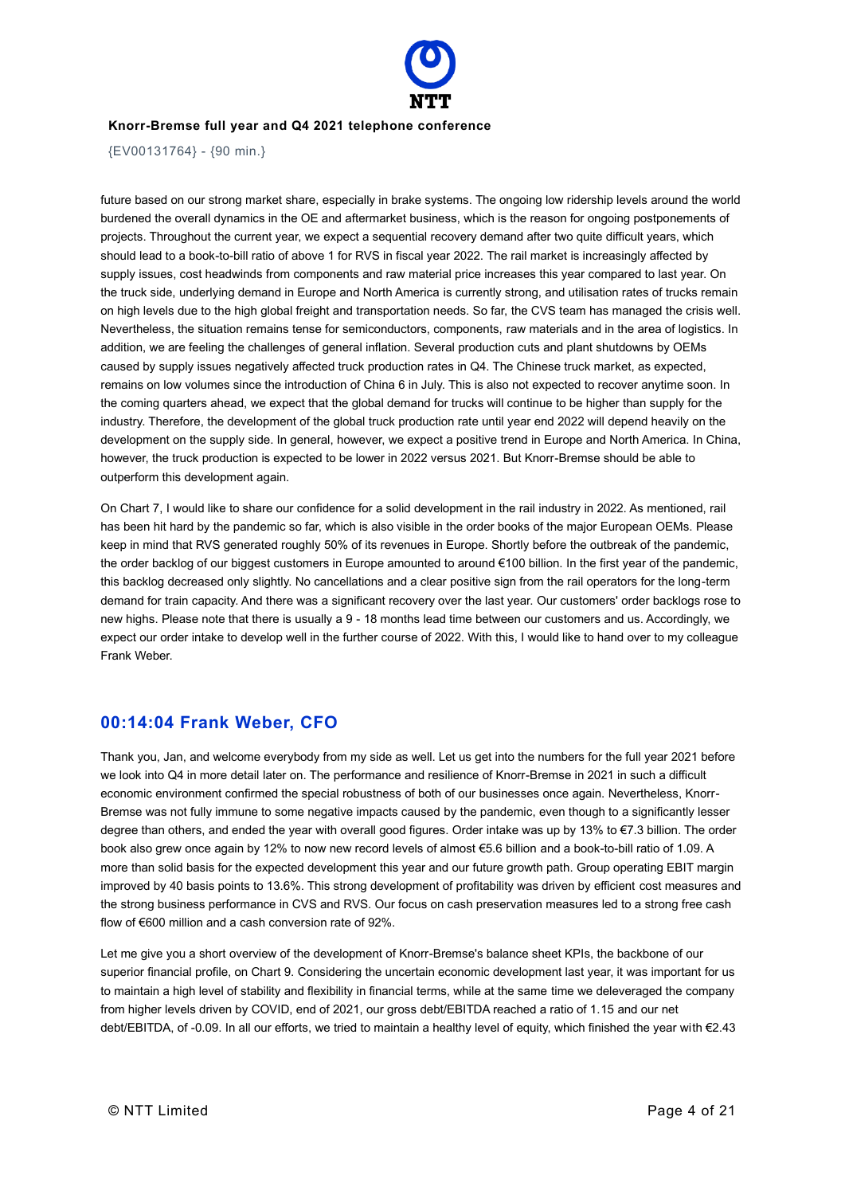future based on our strong market share, especially in brake systems. The ongoing low ridership levels around the world burdened the overall dynamics in the OE and aftermarket business, which is the reason for ongoing postponements of projects. Throughout the current year, we expect a sequential recovery demand after two quite difficult years, which should lead to a book-to-bill ratio of above 1 for RVS in fiscal year 2022. The rail market is increasingly affected by supply issues, cost headwinds from components and raw material price increases this year compared to last year. On the truck side, underlying demand in Europe and North America is currently strong, and utilisation rates of trucks remain on high levels due to the high global freight and transportation needs. So far, the CVS team has managed the crisis well. Nevertheless, the situation remains tense for semiconductors, components, raw materials and in the area of logistics. In addition, we are feeling the challenges of general inflation. Several production cuts and plant shutdowns by OEMs caused by supply issues negatively affected truck production rates in Q4. The Chinese truck market, as expected, remains on low volumes since the introduction of China 6 in July. This is also not expected to recover anytime soon. In the coming quarters ahead, we expect that the global demand for trucks will continue to be higher than supply for the industry. Therefore, the development of the global truck production rate until year end 2022 will depend heavily on the development on the supply side. In general, however, we expect a positive trend in Europe and North America. In China, however, the truck production is expected to be lower in 2022 versus 2021. But Knorr-Bremse should be able to outperform this development again.

On Chart 7, I would like to share our confidence for a solid development in the rail industry in 2022. As mentioned, rail has been hit hard by the pandemic so far, which is also visible in the order books of the major European OEMs. Please keep in mind that RVS generated roughly 50% of its revenues in Europe. Shortly before the outbreak of the pandemic, the order backlog of our biggest customers in Europe amounted to around €100 billion. In the first year of the pandemic, this backlog decreased only slightly. No cancellations and a clear positive sign from the rail operators for the long-term demand for train capacity. And there was a significant recovery over the last year. Our customers' order backlogs rose to new highs. Please note that there is usually a 9 - 18 months lead time between our customers and us. Accordingly, we expect our order intake to develop well in the further course of 2022. With this, I would like to hand over to my colleague Frank Weber.

## 00:14:04 Frank Weber, CFO

Thank you, Jan, and welcome everybody from my side as well. Let us get into the numbers for the full year 2021 before we look into Q4 in more detail later on. The performance and resilience of Knorr-Bremse in 2021 in such a difficult economic environment confirmed the special robustness of both of our businesses once again. Nevertheless, Knorr-Bremse was not fully immune to some negative impacts caused by the pandemic, even though to a significantly lesser degree than others, and ended the year with overall good figures. Order intake was up by 13% to €7.3 billion. The order book also grew once again by 12% to now new record levels of almost €5.6 billion and a book-to-bill ratio of 1.09. A more than solid basis for the expected development this year and our future growth path. Group operating EBIT margin improved by 40 basis points to 13.6%. This strong development of profitability was driven by efficient cost measures and the strong business performance in CVS and RVS. Our focus on cash preservation measures led to a strong free cash flow of €600 million and a cash conversion rate of 92%.

Let me give you a short overview of the development of Knorr-Bremse's balance sheet KPIs, the backbone of our superior financial profile, on Chart 9. Considering the uncertain economic development last year, it was important for us to maintain a high level of stability and flexibility in financial terms, while at the same time we deleveraged the company from higher levels driven by COVID, end of 2021, our gross debt/EBITDA reached a ratio of 1.15 and our net debt/EBITDA, of -0.09. In all our efforts, we tried to maintain a healthy level of equity, which finished the year with €2.43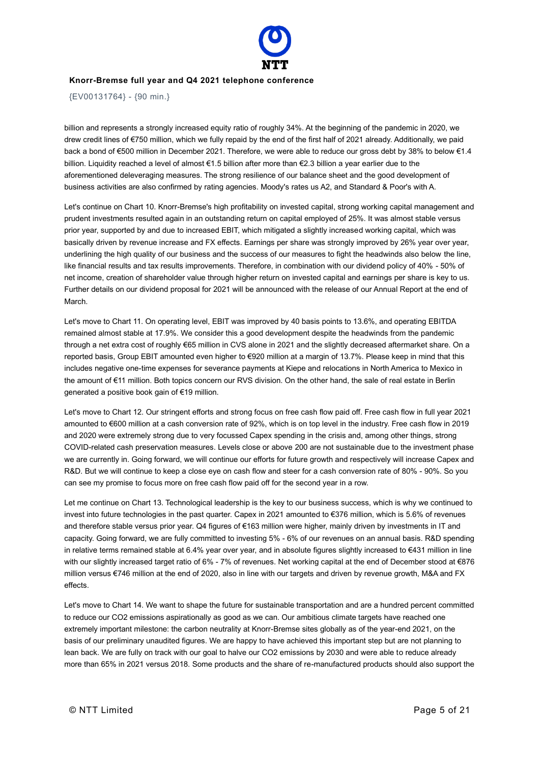billion and represents a strongly increased equity ratio of roughly 34%. At the beginning of the pandemic in 2020, we drew credit lines of €750 million, which we fully repaid by the end of the first half of 2021 already. Additionally, we paid back a bond of €500 million in December 2021. Therefore, we were able to reduce our gross debt by 38% to below €1.4 billion. Liquidity reached a level of almost €1.5 billion after more than €2.3 billion a year earlier due to the aforementioned deleveraging measures. The strong resilience of our balance sheet and the good development of business activities are also confirmed by rating agencies. Moody's rates us A2, and Standard & Poor's with A.

Let's continue on Chart 10. Knorr-Bremse's high profitability on invested capital, strong working capital management and prudent investments resulted again in an outstanding return on capital employed of 25%. It was almost stable versus prior year, supported by and due to increased EBIT, which mitigated a slightly increased working capital, which was basically driven by revenue increase and FX effects. Earnings per share was strongly improved by 26% year over year, underlining the high quality of our business and the success of our measures to fight the headwinds also below the line, like financial results and tax results improvements. Therefore, in combination with our dividend policy of 40% - 50% of net income, creation of shareholder value through higher return on invested capital and earnings per share is key to us. Further details on our dividend proposal for 2021 will be announced with the release of our Annual Report at the end of March.

Let's move to Chart 11. On operating level, EBIT was improved by 40 basis points to 13.6%, and operating EBITDA remained almost stable at 17.9%. We consider this a good development despite the headwinds from the pandemic through a net extra cost of roughly €65 million in CVS alone in 2021 and the slightly decreased aftermarket share. On a reported basis, Group EBIT amounted even higher to €920 million at a margin of 13.7%. Please keep in mind that this includes negative one-time expenses for severance payments at Kiepe and relocations in North America to Mexico in the amount of €11 million. Both topics concern our RVS division. On the other hand, the sale of real estate in Berlin generated a positive book gain of €19 million.

Let's move to Chart 12. Our stringent efforts and strong focus on free cash flow paid off. Free cash flow in full year 2021 amounted to €600 million at a cash conversion rate of 92%, which is on top level in the industry. Free cash flow in 2019 and 2020 were extremely strong due to very focussed Capex spending in the crisis and, among other things, strong COVID-related cash preservation measures. Levels close or above 200 are not sustainable due to the investment phase we are currently in. Going forward, we will continue our efforts for future growth and respectively will increase Capex and R&D. But we will continue to keep a close eye on cash flow and steer for a cash conversion rate of 80% - 90%. So you can see my promise to focus more on free cash flow paid off for the second year in a row.

Let me continue on Chart 13. Technological leadership is the key to our business success, which is why we continued to invest into future technologies in the past quarter. Capex in 2021 amounted to €376 million, which is 5.6% of revenues and therefore stable versus prior year. Q4 figures of €163 million were higher, mainly driven by investments in IT and capacity. Going forward, we are fully committed to investing 5% - 6% of our revenues on an annual basis. R&D spending in relative terms remained stable at 6.4% year over year, and in absolute figures slightly increased to €431 million in line with our slightly increased target ratio of 6% - 7% of revenues. Net working capital at the end of December stood at €876 million versus €746 million at the end of 2020, also in line with our targets and driven by revenue growth, M&A and FX effects.

Let's move to Chart 14. We want to shape the future for sustainable transportation and are a hundred percent committed to reduce our $CO_2$ emissions aspirationally as good as we can. Our ambitious climate targets have reached one extremely important milestone: the carbon neutrality at Knorr-Bremse sites globally as of the year-end 2021, on the basis of our preliminary unaudited figures. We are happy to have achieved this important step but are not planning to lean back. We are fully on track with our goal to halve our $CO_2$ emissions by 2030 and were able to reduce already more than 65% in 2021 versus 2018. Some products and the share of re-manufactured products should also support the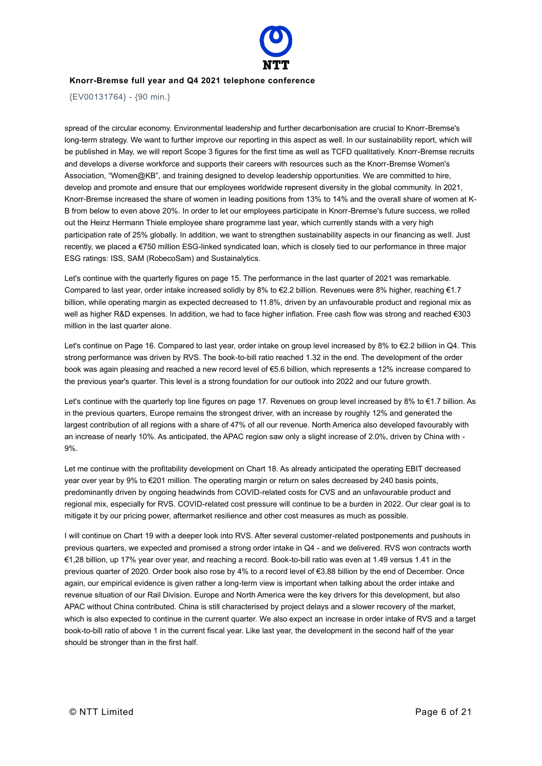spread of the circular economy. Environmental leadership and further decarbonisation are crucial to Knorr-Bremse's long-term strategy. We want to further improve our reporting in this aspect as well. In our sustainability report, which will be published in May, we will report Scope 3 figures for the first time as well as TCFD qualitatively. Knorr-Bremse recruits and develops a diverse workforce and supports their careers with resources such as the Knorr-Bremse Women's Association, "Women@KB", and training designed to develop leadership opportunities. We are committed to hire, develop and promote and ensure that our employees worldwide represent diversity in the global community. In 2021, Knorr-Bremse increased the share of women in leading positions from 13% to 14% and the overall share of women at K-B from below to even above 20%. In order to let our employees participate in Knorr-Bremse's future success, we rolled out the Heinz Hermann Thiele employee share programme last year, which currently stands with a very high participation rate of 25% globally. In addition, we want to strengthen sustainability aspects in our financing as well. Just recently, we placed a €750 million ESG-linked syndicated loan, which is closely tied to our performance in three major ESG ratings: ISS, SAM (RobecoSam) and Sustainalytics.

Let's continue with the quarterly figures on page 15. The performance in the last quarter of 2021 was remarkable. Compared to last year, order intake increased solidly by 8% to €2.2 billion. Revenues were 8% higher, reaching €1.7 billion, while operating margin as expected decreased to 11.8%, driven by an unfavourable product and regional mix as well as higher R&D expenses. In addition, we had to face higher inflation. Free cash flow was strong and reached €303 million in the last quarter alone.

Let's continue on Page 16. Compared to last year, order intake on group level increased by 8% to €2.2 billion in Q4. This strong performance was driven by RVS. The book-to-bill ratio reached 1.32 in the end. The development of the order book was again pleasing and reached a new record level of €5.6 billion, which represents a 12% increase compared to the previous year's quarter. This level is a strong foundation for our outlook into 2022 and our future growth.

Let's continue with the quarterly top line figures on page 17. Revenues on group level increased by 8% to €1.7 billion. As in the previous quarters, Europe remains the strongest driver, with an increase by roughly 12% and generated the largest contribution of all regions with a share of 47% of all our revenue. North America also developed favourably with an increase of nearly 10%. As anticipated, the APAC region saw only a slight increase of 2.0%, driven by China with -9%.

Let me continue with the profitability development on Chart 18. As already anticipated the operating EBIT decreased year over year by 9% to €201 million. The operating margin or return on sales decreased by 240 basis points, predominantly driven by ongoing headwinds from COVID-related costs for CVS and an unfavourable product and regional mix, especially for RVS. COVID-related cost pressure will continue to be a burden in 2022. Our clear goal is to mitigate it by our pricing power, aftermarket resilience and other cost measures as much as possible.

I will continue on Chart 19 with a deeper look into RVS. After several customer-related postponements and pushouts in previous quarters, we expected and promised a strong order intake in Q4 - and we delivered. RVS won contracts worth €1,28 billion, up 17% year over year, and reaching a record. Book-to-bill ratio was even at 1.49 versus 1.41 in the previous quarter of 2020. Order book also rose by 4% to a record level of €3.88 billion by the end of December. Once again, our empirical evidence is given rather a long-term view is important when talking about the order intake and revenue situation of our Rail Division. Europe and North America were the key drivers for this development, but also APAC without China contributed. China is still characterised by project delays and a slower recovery of the market, which is also expected to continue in the current quarter. We also expect an increase in order intake of RVS and a target book-to-bill ratio of above 1 in the current fiscal year. Like last year, the development in the second half of the year should be stronger than in the first half.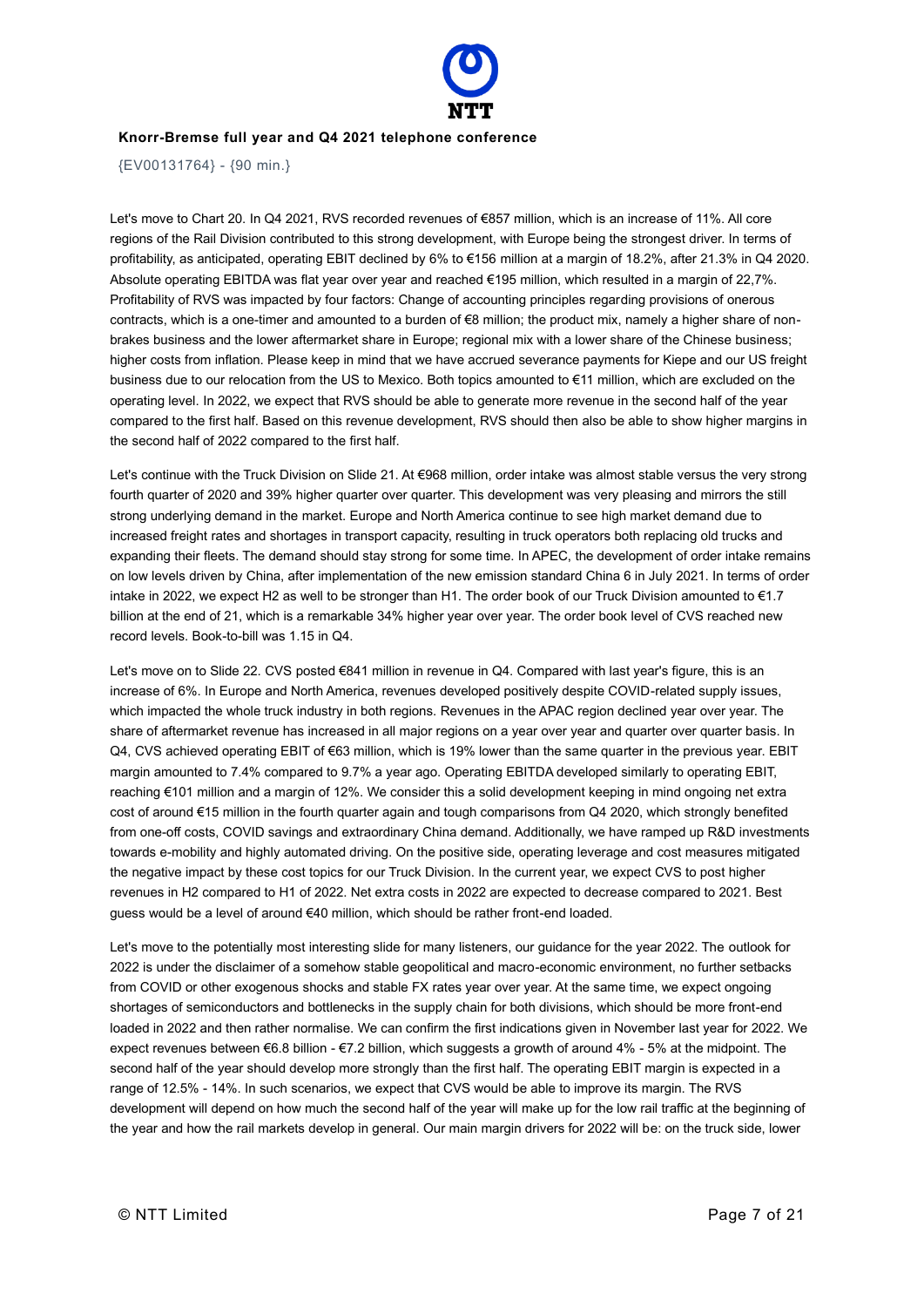Let's move to Chart 20. In Q4 2021, RVS recorded revenues of €857 million, which is an increase of 11%. All core regions of the Rail Division contributed to this strong development, with Europe being the strongest driver. In terms of profitability, as anticipated, operating EBIT declined by 6% to €156 million at a margin of 18.2%, after 21.3% in Q4 2020. Absolute operating EBITDA was flat year over year and reached €195 million, which resulted in a margin of 22,7%. Profitability of RVS was impacted by four factors: Change of accounting principles regarding provisions of onerous contracts, which is a one-timer and amounted to a burden of €8 million; the product mix, namely a higher share of non-brakes business and the lower aftermarket share in Europe; regional mix with a lower share of the Chinese business; higher costs from inflation. Please keep in mind that we have accrued severance payments for Kiepe and our US freight business due to our relocation from the US to Mexico. Both topics amounted to €11 million, which are excluded on the operating level. In 2022, we expect that RVS should be able to generate more revenue in the second half of the year compared to the first half. Based on this revenue development, RVS should then also be able to show higher margins in the second half of 2022 compared to the first half.

Let's continue with the Truck Division on Slide 21. At €968 million, order intake was almost stable versus the very strong fourth quarter of 2020 and 39% higher quarter over quarter. This development was very pleasing and mirrors the still strong underlying demand in the market. Europe and North America continue to see high market demand due to increased freight rates and shortages in transport capacity, resulting in truck operators both replacing old trucks and expanding their fleets. The demand should stay strong for some time. In APEC, the development of order intake remains on low levels driven by China, after implementation of the new emission standard China 6 in July 2021. In terms of order intake in 2022, we expect H2 as well to be stronger than H1. The order book of our Truck Division amounted to €1.7 billion at the end of 21, which is a remarkable 34% higher year over year. The order book level of CVS reached new record levels. Book-to-bill was 1.15 in Q4.

Let's move on to Slide 22. CVS posted €841 million in revenue in Q4. Compared with last year's figure, this is an increase of 6%. In Europe and North America, revenues developed positively despite COVID-related supply issues, which impacted the whole truck industry in both regions. Revenues in the APAC region declined year over year. The share of aftermarket revenue has increased in all major regions on a year over year and quarter over quarter basis. In Q4, CVS achieved operating EBIT of €63 million, which is 19% lower than the same quarter in the previous year. EBIT margin amounted to 7.4% compared to 9.7% a year ago. Operating EBITDA developed similarly to operating EBIT, reaching €101 million and a margin of 12%. We consider this a solid development keeping in mind ongoing net extra cost of around €15 million in the fourth quarter again and tough comparisons from Q4 2020, which strongly benefited from one-off costs, COVID savings and extraordinary China demand. Additionally, we have ramped up R&D investments towards e-mobility and highly automated driving. On the positive side, operating leverage and cost measures mitigated the negative impact by these cost topics for our Truck Division. In the current year, we expect CVS to post higher revenues in H2 compared to H1 of 2022. Net extra costs in 2022 are expected to decrease compared to 2021. Best guess would be a level of around €40 million, which should be rather front-end loaded.

Let's move to the potentially most interesting slide for many listeners, our guidance for the year 2022. The outlook for 2022 is under the disclaimer of a somehow stable geopolitical and macro-economic environment, no further setbacks from COVID or other exogenous shocks and stable FX rates year over year. At the same time, we expect ongoing shortages of semiconductors and bottlenecks in the supply chain for both divisions, which should be more front-end loaded in 2022 and then rather normalise. We can confirm the first indications given in November last year for 2022. We expect revenues between €6.8 billion - €7.2 billion, which suggests a growth of around 4% - 5% at the midpoint. The second half of the year should develop more strongly than the first half. The operating EBIT margin is expected in a range of 12.5% - 14%. In such scenarios, we expect that CVS would be able to improve its margin. The RVS development will depend on how much the second half of the year will make up for the low rail traffic at the beginning of the year and how the rail markets develop in general. Our main margin drivers for 2022 will be: on the truck side, lower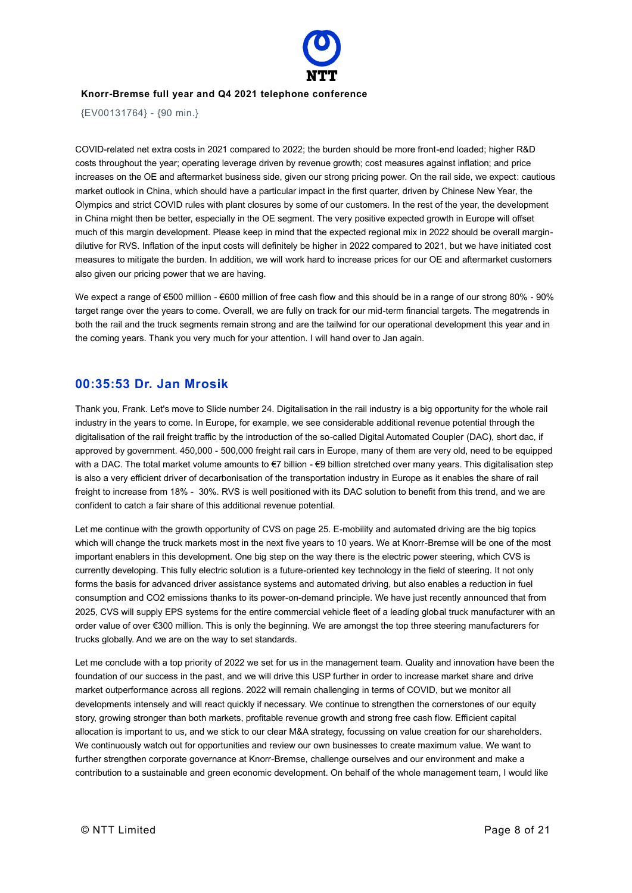COVID-related net extra costs in 2021 compared to 2022; the burden should be more front-end loaded; higher R&D costs throughout the year; operating leverage driven by revenue growth; cost measures against inflation; and price increases on the OE and aftermarket business side, given our strong pricing power. On the rail side, we expect: cautious market outlook in China, which should have a particular impact in the first quarter, driven by Chinese New Year, the Olympics and strict COVID rules with plant closures by some of our customers. In the rest of the year, the development in China might then be better, especially in the OE segment. The very positive expected growth in Europe will offset much of this margin development. Please keep in mind that the expected regional mix in 2022 should be overall margin-dilutive for RVS. Inflation of the input costs will definitely be higher in 2022 compared to 2021, but we have initiated cost measures to mitigate the burden. In addition, we will work hard to increase prices for our OE and aftermarket customers also given our pricing power that we are having.

We expect a range of €500 million - €600 million of free cash flow and this should be in a range of our strong 80% - 90% target range over the years to come. Overall, we are fully on track for our mid-term financial targets. The megatrends in both the rail and the truck segments remain strong and are the tailwind for our operational development this year and in the coming years. Thank you very much for your attention. I will hand over to Jan again.

## 00:35:53 Dr. Jan Mrosik

Thank you, Frank. Let's move to Slide number 24. Digitalisation in the rail industry is a big opportunity for the whole rail industry in the years to come. In Europe, for example, we see considerable additional revenue potential through the digitalisation of the rail freight traffic by the introduction of the so-called Digital Automated Coupler (DAC), short dac, if approved by government. 450,000 - 500,000 freight rail cars in Europe, many of them are very old, need to be equipped with a DAC. The total market volume amounts to €7 billion - €9 billion stretched over many years. This digitalisation step is also a very efficient driver of decarbonisation of the transportation industry in Europe as it enables the share of rail freight to increase from 18% - 30%. RVS is well positioned with its DAC solution to benefit from this trend, and we are confident to catch a fair share of this additional revenue potential.

Let me continue with the growth opportunity of CVS on page 25. E-mobility and automated driving are the big topics which will change the truck markets most in the next five years to 10 years. We at Knorr-Bremse will be one of the most important enablers in this development. One big step on the way there is the electric power steering, which CVS is currently developing. This fully electric solution is a future-oriented key technology in the field of steering. It not only forms the basis for advanced driver assistance systems and automated driving, but also enables a reduction in fuel consumption and $CO_2$ emissions thanks to its power-on-demand principle. We have just recently announced that from 2025, CVS will supply EPS systems for the entire commercial vehicle fleet of a leading global truck manufacturer with an order value of over €300 million. This is only the beginning. We are amongst the top three steering manufacturers for trucks globally. And we are on the way to set standards.

Let me conclude with a top priority of 2022 we set for us in the management team. Quality and innovation have been the foundation of our success in the past, and we will drive this USP further in order to increase market share and drive market outperformance across all regions. 2022 will remain challenging in terms of COVID, but we monitor all developments intensely and will react quickly if necessary. We continue to strengthen the cornerstones of our equity story, growing stronger than both markets, profitable revenue growth and strong free cash flow. Efficient capital allocation is important to us, and we stick to our clear M&A strategy, focussing on value creation for our shareholders. We continuously watch out for opportunities and review our own businesses to create maximum value. We want to further strengthen corporate governance at Knorr-Bremse, challenge ourselves and our environment and make a contribution to a sustainable and green economic development. On behalf of the whole management team, I would like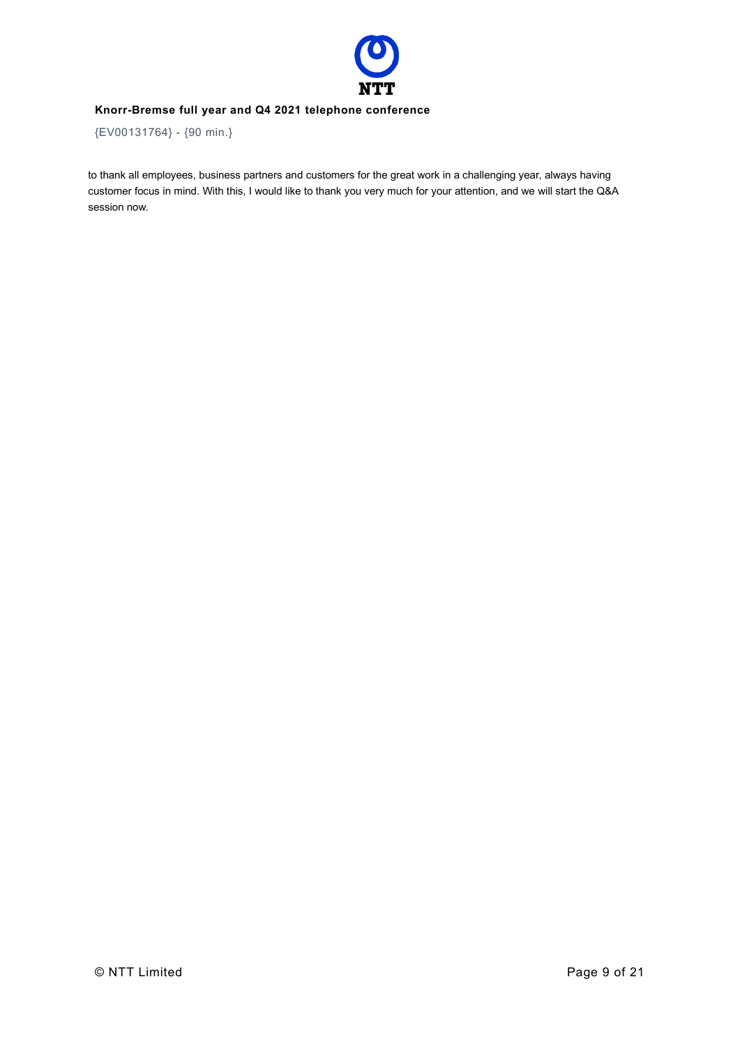to thank all employees, business partners and customers for the great work in a challenging year, always having customer focus in mind. With this, I would like to thank you very much for your attention, and we will start the Q&A session now.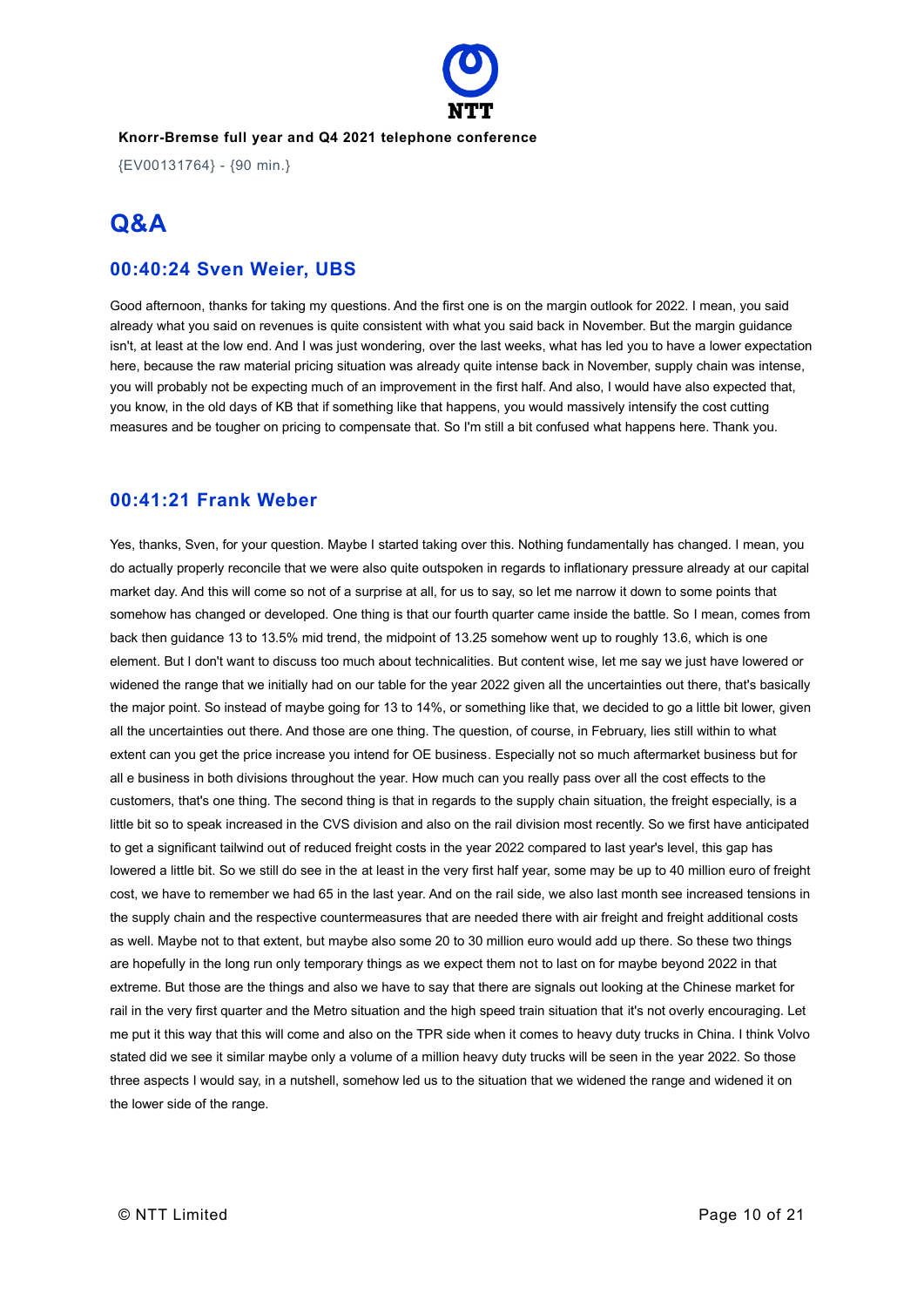**Knorr-Bremse full year and Q4 2021 telephone conference**

{EV00131764} - {90 min.}

# Q&A

## 00:40:24 Sven Weier, UBS

Good afternoon, thanks for taking my questions. And the first one is on the margin outlook for 2022. I mean, you said already what you said on revenues is quite consistent with what you said back in November. But the margin guidance isn't, at least at the low end. And I was just wondering, over the last weeks, what has led you to have a lower expectation here, because the raw material pricing situation was already quite intense back in November, supply chain was intense, you will probably not be expecting much of an improvement in the first half. And also, I would have also expected that, you know, in the old days of KB that if something like that happens, you would massively intensify the cost cutting measures and be tougher on pricing to compensate that. So I'm still a bit confused what happens here. Thank you.

## 00:41:21 Frank Weber

Yes, thanks, Sven, for your question. Maybe I started taking over this. Nothing fundamentally has changed. I mean, you do actually properly reconcile that we were also quite outspoken in regards to inflationary pressure already at our capital market day. And this will come so not of a surprise at all, for us to say, so let me narrow it down to some points that somehow has changed or developed. One thing is that our fourth quarter came inside the battle. So I mean, comes from back then guidance 13 to 13.5% mid trend, the midpoint of 13.25 somehow went up to roughly 13.6, which is one element. But I don't want to discuss too much about technicalities. But content wise, let me say we just have lowered or widened the range that we initially had on our table for the year 2022 given all the uncertainties out there, that's basically the major point. So instead of maybe going for 13 to 14%, or something like that, we decided to go a little bit lower, given all the uncertainties out there. And those are one thing. The question, of course, in February, lies still within to what extent can you get the price increase you intend for OE business. Especially not so much aftermarket business but for all e business in both divisions throughout the year. How much can you really pass over all the cost effects to the customers, that's one thing. The second thing is that in regards to the supply chain situation, the freight especially, is a little bit so to speak increased in the CVS division and also on the rail division most recently. So we first have anticipated to get a significant tailwind out of reduced freight costs in the year 2022 compared to last year's level, this gap has lowered a little bit. So we still do see in the at least in the very first half year, some may be up to 40 million euro of freight cost, we have to remember we had 65 in the last year. And on the rail side, we also last month see increased tensions in the supply chain and the respective countermeasures that are needed there with air freight and freight additional costs as well. Maybe not to that extent, but maybe also some 20 to 30 million euro would add up there. So these two things are hopefully in the long run only temporary things as we expect them not to last on for maybe beyond 2022 in that extreme. But those are the things and also we have to say that there are signals out looking at the Chinese market for rail in the very first quarter and the Metro situation and the high speed train situation that it's not overly encouraging. Let me put it this way that this will come and also on the TPR side when it comes to heavy duty trucks in China. I think Volvo stated did we see it similar maybe only a volume of a million heavy duty trucks will be seen in the year 2022. So those three aspects I would say, in a nutshell, somehow led us to the situation that we widened the range and widened it on the lower side of the range.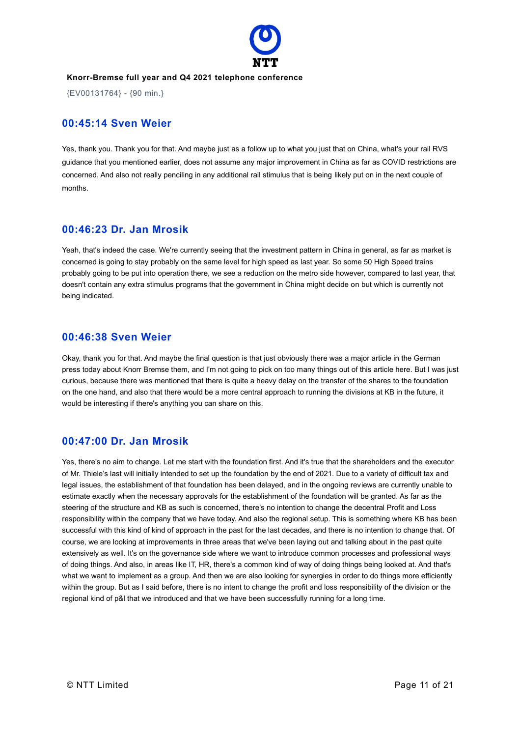## 00:45:14 Sven Weier

Yes, thank you. Thank you for that. And maybe just as a follow up to what you just that on China, what's your rail RVS guidance that you mentioned earlier, does not assume any major improvement in China as far as COVID restrictions are concerned. And also not really penciling in any additional rail stimulus that is being likely put on in the next couple of months.

## 00:46:23 Dr. Jan Mrosik

Yeah, that's indeed the case. We're currently seeing that the investment pattern in China in general, as far as market is concerned is going to stay probably on the same level for high speed as last year. So some 50 High Speed trains probably going to be put into operation there, we see a reduction on the metro side however, compared to last year, that doesn't contain any extra stimulus programs that the government in China might decide on but which is currently not being indicated.

## 00:46:38 Sven Weier

Okay, thank you for that. And maybe the final question is that just obviously there was a major article in the German press today about Knorr Bremse them, and I'm not going to pick on too many things out of this article here. But I was just curious, because there was mentioned that there is quite a heavy delay on the transfer of the shares to the foundation on the one hand, and also that there would be a more central approach to running the divisions at KB in the future, it would be interesting if there's anything you can share on this.

## 00:47:00 Dr. Jan Mrosik

Yes, there's no aim to change. Let me start with the foundation first. And it's true that the shareholders and the executor of Mr. Thiele's last will initially intended to set up the foundation by the end of 2021. Due to a variety of difficult tax and legal issues, the establishment of that foundation has been delayed, and in the ongoing reviews are currently unable to estimate exactly when the necessary approvals for the establishment of the foundation will be granted. As far as the steering of the structure and KB as such is concerned, there's no intention to change the decentral Profit and Loss responsibility within the company that we have today. And also the regional setup. This is something where KB has been successful with this kind of kind of approach in the past for the last decades, and there is no intention to change that. Of course, we are looking at improvements in three areas that we've been laying out and talking about in the past quite extensively as well. It's on the governance side where we want to introduce common processes and professional ways of doing things. And also, in areas like IT, HR, there's a common kind of way of doing things being looked at. And that's what we want to implement as a group. And then we are also looking for synergies in order to do things more efficiently within the group. But as I said before, there is no intent to change the profit and loss responsibility of the division or the regional kind of p&l that we introduced and that we have been successfully running for a long time.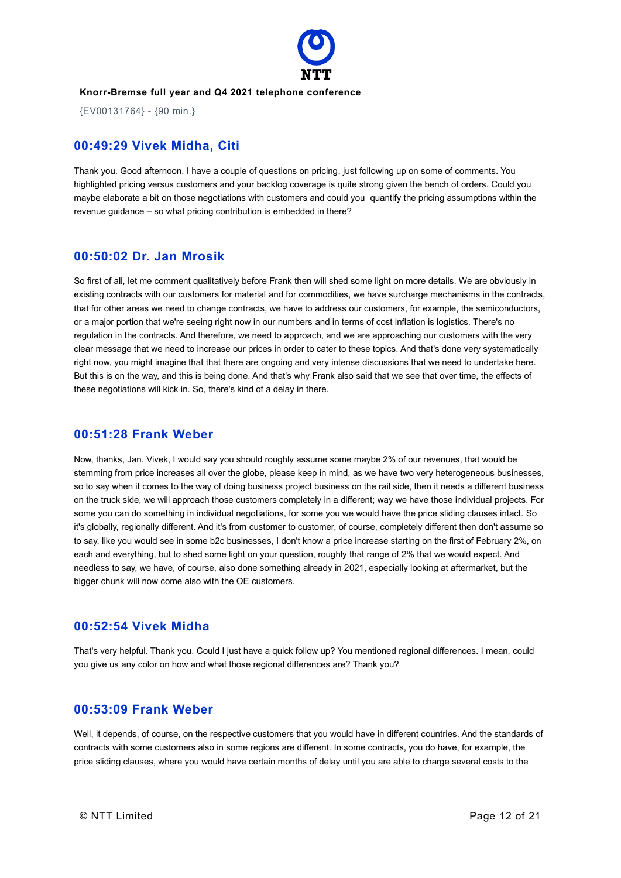## 00:49:29 Vivek Midha, Citi

Thank you. Good afternoon. I have a couple of questions on pricing, just following up on some of comments. You highlighted pricing versus customers and your backlog coverage is quite strong given the bench of orders. Could you maybe elaborate a bit on those negotiations with customers and could you quantify the pricing assumptions within the revenue guidance – so what pricing contribution is embedded in there?

## 00:50:02 Dr. Jan Mrosik

So first of all, let me comment qualitatively before Frank then will shed some light on more details. We are obviously in existing contracts with our customers for material and for commodities, we have surcharge mechanisms in the contracts, that for other areas we need to change contracts, we have to address our customers, for example, the semiconductors, or a major portion that we're seeing right now in our numbers and in terms of cost inflation is logistics. There's no regulation in the contracts. And therefore, we need to approach, and we are approaching our customers with the very clear message that we need to increase our prices in order to cater to these topics. And that's done very systematically right now, you might imagine that that there are ongoing and very intense discussions that we need to undertake here. But this is on the way, and this is being done. And that's why Frank also said that we see that over time, the effects of these negotiations will kick in. So, there's kind of a delay in there.

## 00:51:28 Frank Weber

Now, thanks, Jan. Vivek, I would say you should roughly assume some maybe 2% of our revenues, that would be stemming from price increases all over the globe, please keep in mind, as we have two very heterogeneous businesses, so to say when it comes to the way of doing business project business on the rail side, then it needs a different business on the truck side, we will approach those customers completely in a different; way we have those individual projects. For some you can do something in individual negotiations, for some you we would have the price sliding clauses intact. So it's globally, regionally different. And it's from customer to customer, of course, completely different then don't assume so to say, like you would see in some b2c businesses, I don't know a price increase starting on the first of February 2%, on each and everything, but to shed some light on your question, roughly that range of 2% that we would expect. And needless to say, we have, of course, also done something already in 2021, especially looking at aftermarket, but the bigger chunk will now come also with the OE customers.

## 00:52:54 Vivek Midha

That's very helpful. Thank you. Could I just have a quick follow up? You mentioned regional differences. I mean, could you give us any color on how and what those regional differences are? Thank you?

## 00:53:09 Frank Weber

Well, it depends, of course, on the respective customers that you would have in different countries. And the standards of contracts with some customers also in some regions are different. In some contracts, you do have, for example, the price sliding clauses, where you would have certain months of delay until you are able to charge several costs to the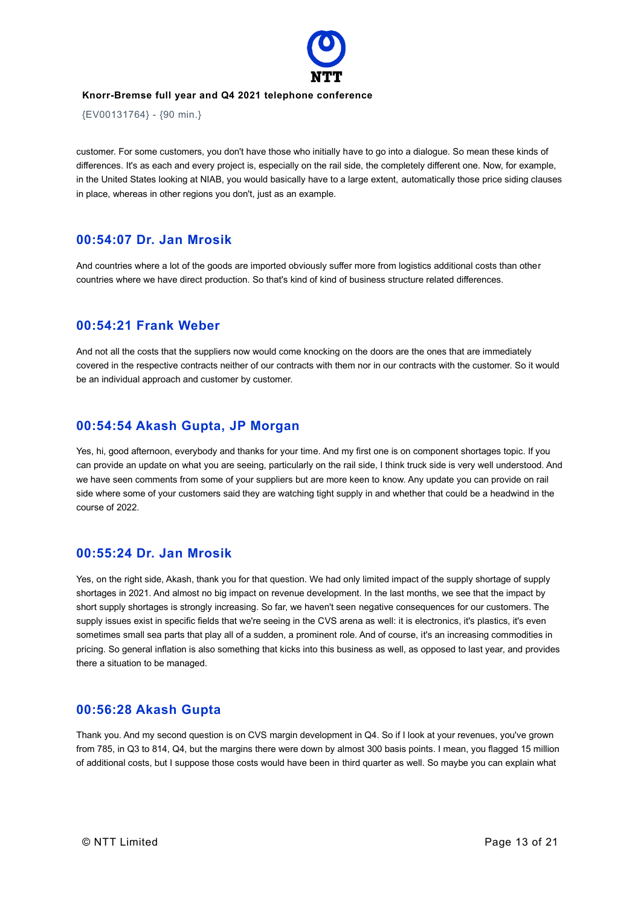customer. For some customers, you don't have those who initially have to go into a dialogue. So mean these kinds of differences. It's as each and every project is, especially on the rail side, the completely different one. Now, for example, in the United States looking at NIAB, you would basically have to a large extent, automatically those price siding clauses in place, whereas in other regions you don't, just as an example.

## 00:54:07 Dr. Jan Mrosik

And countries where a lot of the goods are imported obviously suffer more from logistics additional costs than other countries where we have direct production. So that's kind of kind of business structure related differences.

## 00:54:21 Frank Weber

And not all the costs that the suppliers now would come knocking on the doors are the ones that are immediately covered in the respective contracts neither of our contracts with them nor in our contracts with the customer. So it would be an individual approach and customer by customer.

## 00:54:54 Akash Gupta, JP Morgan

Yes, hi, good afternoon, everybody and thanks for your time. And my first one is on component shortages topic. If you can provide an update on what you are seeing, particularly on the rail side, I think truck side is very well understood. And we have seen comments from some of your suppliers but are more keen to know. Any update you can provide on rail side where some of your customers said they are watching tight supply in and whether that could be a headwind in the course of 2022.

## 00:55:24 Dr. Jan Mrosik

Yes, on the right side, Akash, thank you for that question. We had only limited impact of the supply shortage of supply shortages in 2021. And almost no big impact on revenue development. In the last months, we see that the impact by short supply shortages is strongly increasing. So far, we haven't seen negative consequences for our customers. The supply issues exist in specific fields that we're seeing in the CVS arena as well: it is electronics, it's plastics, it's even sometimes small sea parts that play all of a sudden, a prominent role. And of course, it's an increasing commodities in pricing. So general inflation is also something that kicks into this business as well, as opposed to last year, and provides there a situation to be managed.

## 00:56:28 Akash Gupta

Thank you. And my second question is on CVS margin development in Q4. So if I look at your revenues, you've grown from 785, in Q3 to 814, Q4, but the margins there were down by almost 300 basis points. I mean, you flagged 15 million of additional costs, but I suppose those costs would have been in third quarter as well. So maybe you can explain what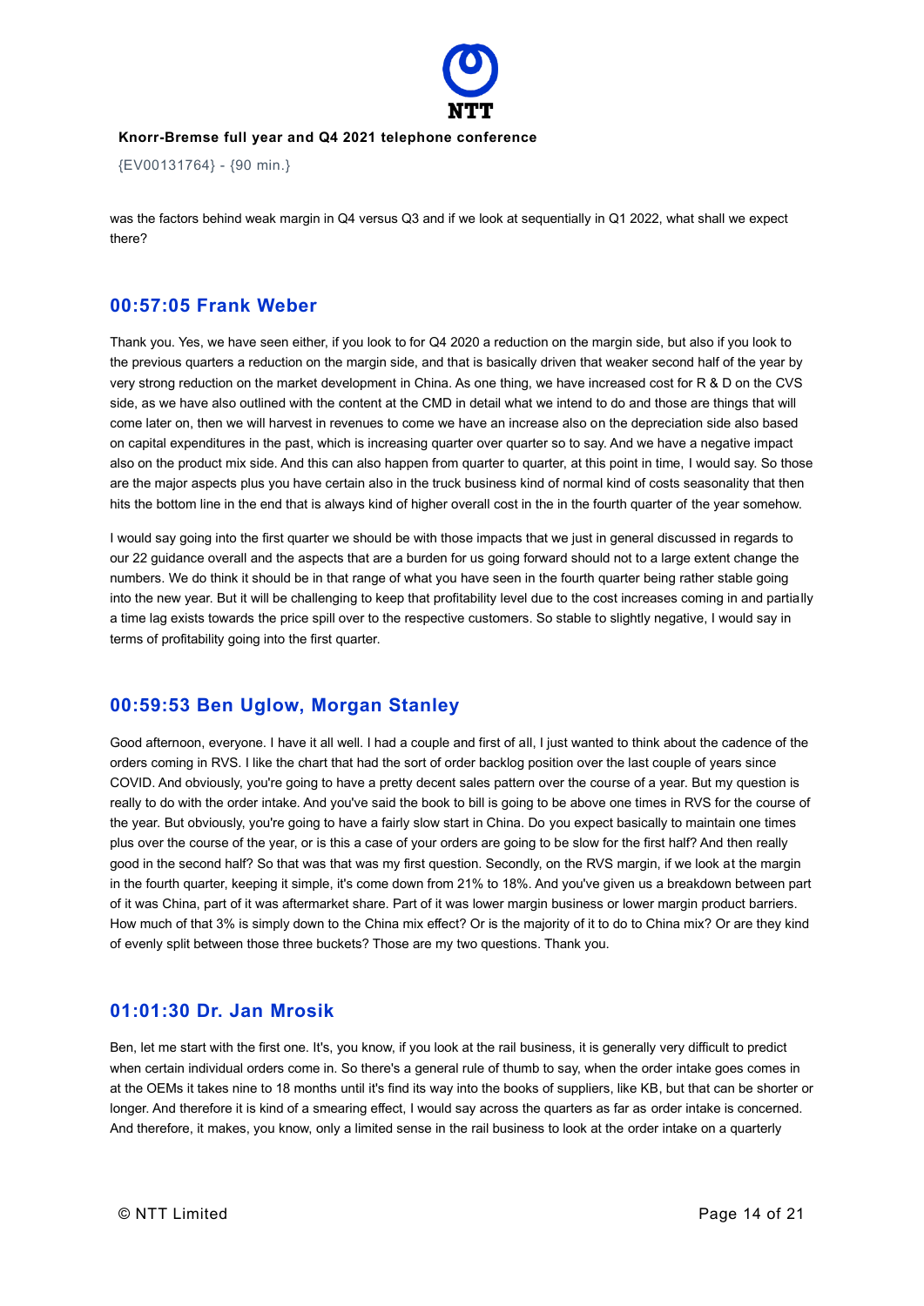was the factors behind weak margin in Q4 versus Q3 and if we look at sequentially in Q1 2022, what shall we expect there?

## 00:57:05 Frank Weber

Thank you. Yes, we have seen either, if you look to for Q4 2020 a reduction on the margin side, but also if you look to the previous quarters a reduction on the margin side, and that is basically driven that weaker second half of the year by very strong reduction on the market development in China. As one thing, we have increased cost for R & D on the CVS side, as we have also outlined with the content at the CMD in detail what we intend to do and those are things that will come later on, then we will harvest in revenues to come we have an increase also on the depreciation side also based on capital expenditures in the past, which is increasing quarter over quarter so to say. And we have a negative impact also on the product mix side. And this can also happen from quarter to quarter, at this point in time, I would say. So those are the major aspects plus you have certain also in the truck business kind of normal kind of costs seasonality that then hits the bottom line in the end that is always kind of higher overall cost in the in the fourth quarter of the year somehow.

I would say going into the first quarter we should be with those impacts that we just in general discussed in regards to our 22 guidance overall and the aspects that are a burden for us going forward should not to a large extent change the numbers. We do think it should be in that range of what you have seen in the fourth quarter being rather stable going into the new year. But it will be challenging to keep that profitability level due to the cost increases coming in and partially a time lag exists towards the price spill over to the respective customers. So stable to slightly negative, I would say in terms of profitability going into the first quarter.

## 00:59:53 Ben Uglow, Morgan Stanley

Good afternoon, everyone. I have it all well. I had a couple and first of all, I just wanted to think about the cadence of the orders coming in RVS. I like the chart that had the sort of order backlog position over the last couple of years since COVID. And obviously, you're going to have a pretty decent sales pattern over the course of a year. But my question is really to do with the order intake. And you've said the book to bill is going to be above one times in RVS for the course of the year. But obviously, you're going to have a fairly slow start in China. Do you expect basically to maintain one times plus over the course of the year, or is this a case of your orders are going to be slow for the first half? And then really good in the second half? So that was that was my first question. Secondly, on the RVS margin, if we look at the margin in the fourth quarter, keeping it simple, it's come down from 21% to 18%. And you've given us a breakdown between part of it was China, part of it was aftermarket share. Part of it was lower margin business or lower margin product barriers. How much of that 3% is simply down to the China mix effect? Or is the majority of it to do to China mix? Or are they kind of evenly split between those three buckets? Those are my two questions. Thank you.

## 01:01:30 Dr. Jan Mrosik

Ben, let me start with the first one. It's, you know, if you look at the rail business, it is generally very difficult to predict when certain individual orders come in. So there's a general rule of thumb to say, when the order intake goes comes in at the OEMs it takes nine to 18 months until it's find its way into the books of suppliers, like KB, but that can be shorter or longer. And therefore it is kind of a smearing effect, I would say across the quarters as far as order intake is concerned. And therefore, it makes, you know, only a limited sense in the rail business to look at the order intake on a quarterly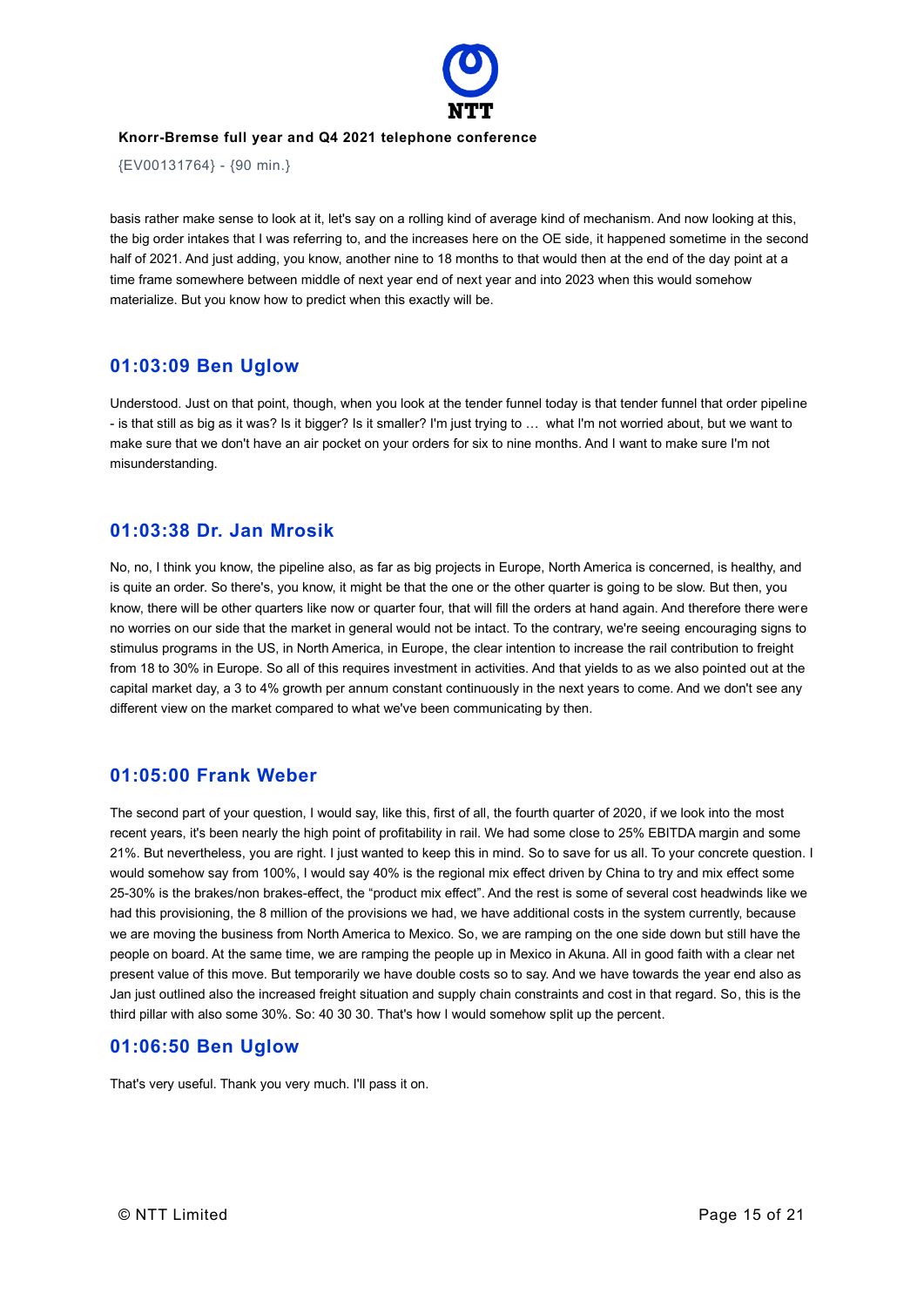basis rather make sense to look at it, let's say on a rolling kind of average kind of mechanism. And now looking at this, the big order intakes that I was referring to, and the increases here on the OE side, it happened sometime in the second half of 2021. And just adding, you know, another nine to 18 months to that would then at the end of the day point at a time frame somewhere between middle of next year end of next year and into 2023 when this would somehow materialize. But you know how to predict when this exactly will be.

## 01:03:09 Ben Uglow

Understood. Just on that point, though, when you look at the tender funnel today is that tender funnel that order pipeline - is that still as big as it was? Is it bigger? Is it smaller? I'm just trying to … what I'm not worried about, but we want to make sure that we don't have an air pocket on your orders for six to nine months. And I want to make sure I'm not misunderstanding.

## 01:03:38 Dr. Jan Mrosik

No, no, I think you know, the pipeline also, as far as big projects in Europe, North America is concerned, is healthy, and is quite an order. So there's, you know, it might be that the one or the other quarter is going to be slow. But then, you know, there will be other quarters like now or quarter four, that will fill the orders at hand again. And therefore there were no worries on our side that the market in general would not be intact. To the contrary, we're seeing encouraging signs to stimulus programs in the US, in North America, in Europe, the clear intention to increase the rail contribution to freight from 18 to 30% in Europe. So all of this requires investment in activities. And that yields to as we also pointed out at the capital market day, a 3 to 4% growth per annum constant continuously in the next years to come. And we don't see any different view on the market compared to what we've been communicating by then.

## 01:05:00 Frank Weber

The second part of your question, I would say, like this, first of all, the fourth quarter of 2020, if we look into the most recent years, it's been nearly the high point of profitability in rail. We had some close to 25% EBITDA margin and some 21%. But nevertheless, you are right. I just wanted to keep this in mind. So to save for us all. To your concrete question. I would somehow say from 100%, I would say 40% is the regional mix effect driven by China to try and mix effect some 25-30% is the brakes/non brakes-effect, the "product mix effect". And the rest is some of several cost headwinds like we had this provisioning, the 8 million of the provisions we had, we have additional costs in the system currently, because we are moving the business from North America to Mexico. So, we are ramping on the one side down but still have the people on board. At the same time, we are ramping the people up in Mexico in Akuna. All in good faith with a clear net present value of this move. But temporarily we have double costs so to say. And we have towards the year end also as Jan just outlined also the increased freight situation and supply chain constraints and cost in that regard. So, this is the third pillar with also some 30%. So: 40 30 30. That's how I would somehow split up the percent.

## 01:06:50 Ben Uglow

That's very useful. Thank you very much. I'll pass it on.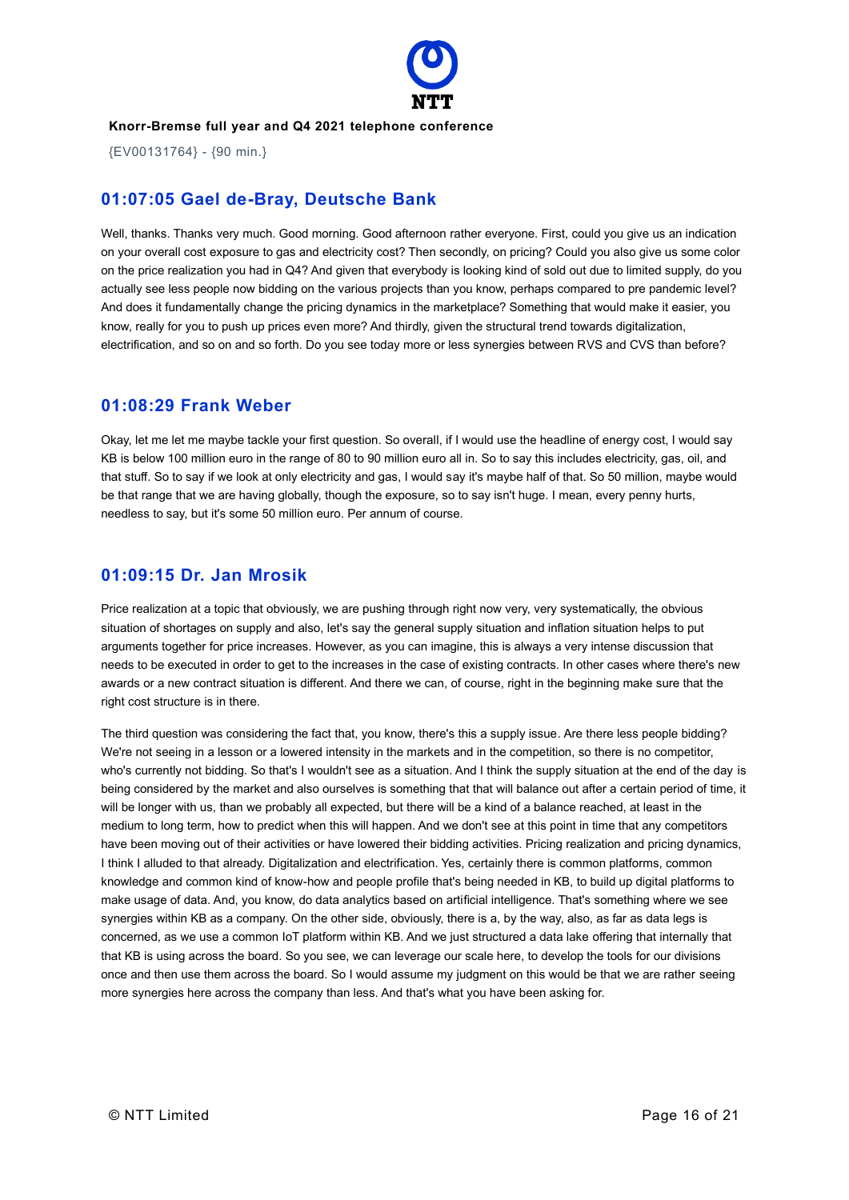## 01:07:05 Gael de-Bray, Deutsche Bank

Well, thanks. Thanks very much. Good morning. Good afternoon rather everyone. First, could you give us an indication on your overall cost exposure to gas and electricity cost? Then secondly, on pricing? Could you also give us some color on the price realization you had in Q4? And given that everybody is looking kind of sold out due to limited supply, do you actually see less people now bidding on the various projects than you know, perhaps compared to pre pandemic level? And does it fundamentally change the pricing dynamics in the marketplace? Something that would make it easier, you know, really for you to push up prices even more? And thirdly, given the structural trend towards digitalization, electrification, and so on and so forth. Do you see today more or less synergies between RVS and CVS than before?

## 01:08:29 Frank Weber

Okay, let me let me maybe tackle your first question. So overall, if I would use the headline of energy cost, I would say KB is below 100 million euro in the range of 80 to 90 million euro all in. So to say this includes electricity, gas, oil, and that stuff. So to say if we look at only electricity and gas, I would say it's maybe half of that. So 50 million, maybe would be that range that we are having globally, though the exposure, so to say isn't huge. I mean, every penny hurts, needless to say, but it's some 50 million euro. Per annum of course.

## 01:09:15 Dr. Jan Mrosik

Price realization at a topic that obviously, we are pushing through right now very, very systematically, the obvious situation of shortages on supply and also, let's say the general supply situation and inflation situation helps to put arguments together for price increases. However, as you can imagine, this is always a very intense discussion that needs to be executed in order to get to the increases in the case of existing contracts. In other cases where there's new awards or a new contract situation is different. And there we can, of course, right in the beginning make sure that the right cost structure is in there.

The third question was considering the fact that, you know, there's this a supply issue. Are there less people bidding? We're not seeing in a lesson or a lowered intensity in the markets and in the competition, so there is no competitor, who's currently not bidding. So that's I wouldn't see as a situation. And I think the supply situation at the end of the day is being considered by the market and also ourselves is something that that will balance out after a certain period of time, it will be longer with us, than we probably all expected, but there will be a kind of a balance reached, at least in the medium to long term, how to predict when this will happen. And we don't see at this point in time that any competitors have been moving out of their activities or have lowered their bidding activities. Pricing realization and pricing dynamics, I think I alluded to that already. Digitalization and electrification. Yes, certainly there is common platforms, common knowledge and common kind of know-how and people profile that's being needed in KB, to build up digital platforms to make usage of data. And, you know, do data analytics based on artificial intelligence. That's something where we see synergies within KB as a company. On the other side, obviously, there is a, by the way, also, as far as data legs is concerned, as we use a common IoT platform within KB. And we just structured a data lake offering that internally that that KB is using across the board. So you see, we can leverage our scale here, to develop the tools for our divisions once and then use them across the board. So I would assume my judgment on this would be that we are rather seeing more synergies here across the company than less. And that's what you have been asking for.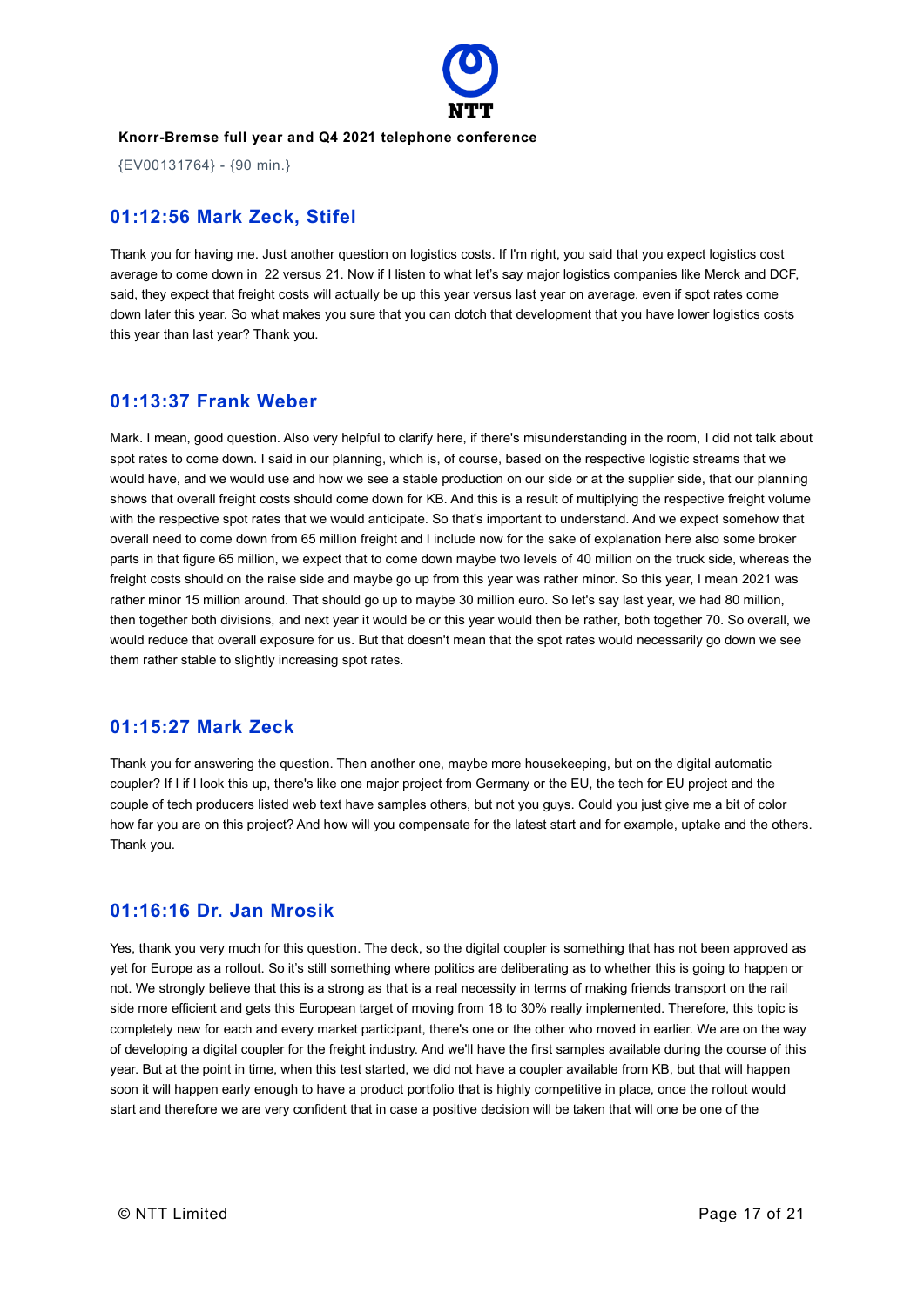**Knorr-Bremse full year and Q4 2021 telephone conference**

{EV00131764} - {90 min.}

## 01:12:56 Mark Zeck, Stifel

Thank you for having me. Just another question on logistics costs. If I'm right, you said that you expect logistics cost average to come down in 22 versus 21. Now if I listen to what let's say major logistics companies like Merck and DCF, said, they expect that freight costs will actually be up this year versus last year on average, even if spot rates come down later this year. So what makes you sure that you can dotch that development that you have lower logistics costs this year than last year? Thank you.

## 01:13:37 Frank Weber

Mark. I mean, good question. Also very helpful to clarify here, if there's misunderstanding in the room, I did not talk about spot rates to come down. I said in our planning, which is, of course, based on the respective logistic streams that we would have, and we would use and how we see a stable production on our side or at the supplier side, that our planning shows that overall freight costs should come down for KB. And this is a result of multiplying the respective freight volume with the respective spot rates that we would anticipate. So that's important to understand. And we expect somehow that overall need to come down from 65 million freight and I include now for the sake of explanation here also some broker parts in that figure 65 million, we expect that to come down maybe two levels of 40 million on the truck side, whereas the freight costs should on the raise side and maybe go up from this year was rather minor. So this year, I mean 2021 was rather minor 15 million around. That should go up to maybe 30 million euro. So let's say last year, we had 80 million, then together both divisions, and next year it would be or this year would then be rather, both together 70. So overall, we would reduce that overall exposure for us. But that doesn't mean that the spot rates would necessarily go down we see them rather stable to slightly increasing spot rates.

## 01:15:27 Mark Zeck

Thank you for answering the question. Then another one, maybe more housekeeping, but on the digital automatic coupler? If I if I look this up, there's like one major project from Germany or the EU, the tech for EU project and the couple of tech producers listed web text have samples others, but not you guys. Could you just give me a bit of color how far you are on this project? And how will you compensate for the latest start and for example, uptake and the others. Thank you.

## 01:16:16 Dr. Jan Mrosik

Yes, thank you very much for this question. The deck, so the digital coupler is something that has not been approved as yet for Europe as a rollout. So it's still something where politics are deliberating as to whether this is going to happen or not. We strongly believe that this is a strong as that is a real necessity in terms of making friends transport on the rail side more efficient and gets this European target of moving from 18 to 30% really implemented. Therefore, this topic is completely new for each and every market participant, there's one or the other who moved in earlier. We are on the way of developing a digital coupler for the freight industry. And we'll have the first samples available during the course of this year. But at the point in time, when this test started, we did not have a coupler available from KB, but that will happen soon it will happen early enough to have a product portfolio that is highly competitive in place, once the rollout would start and therefore we are very confident that in case a positive decision will be taken that will one be one of the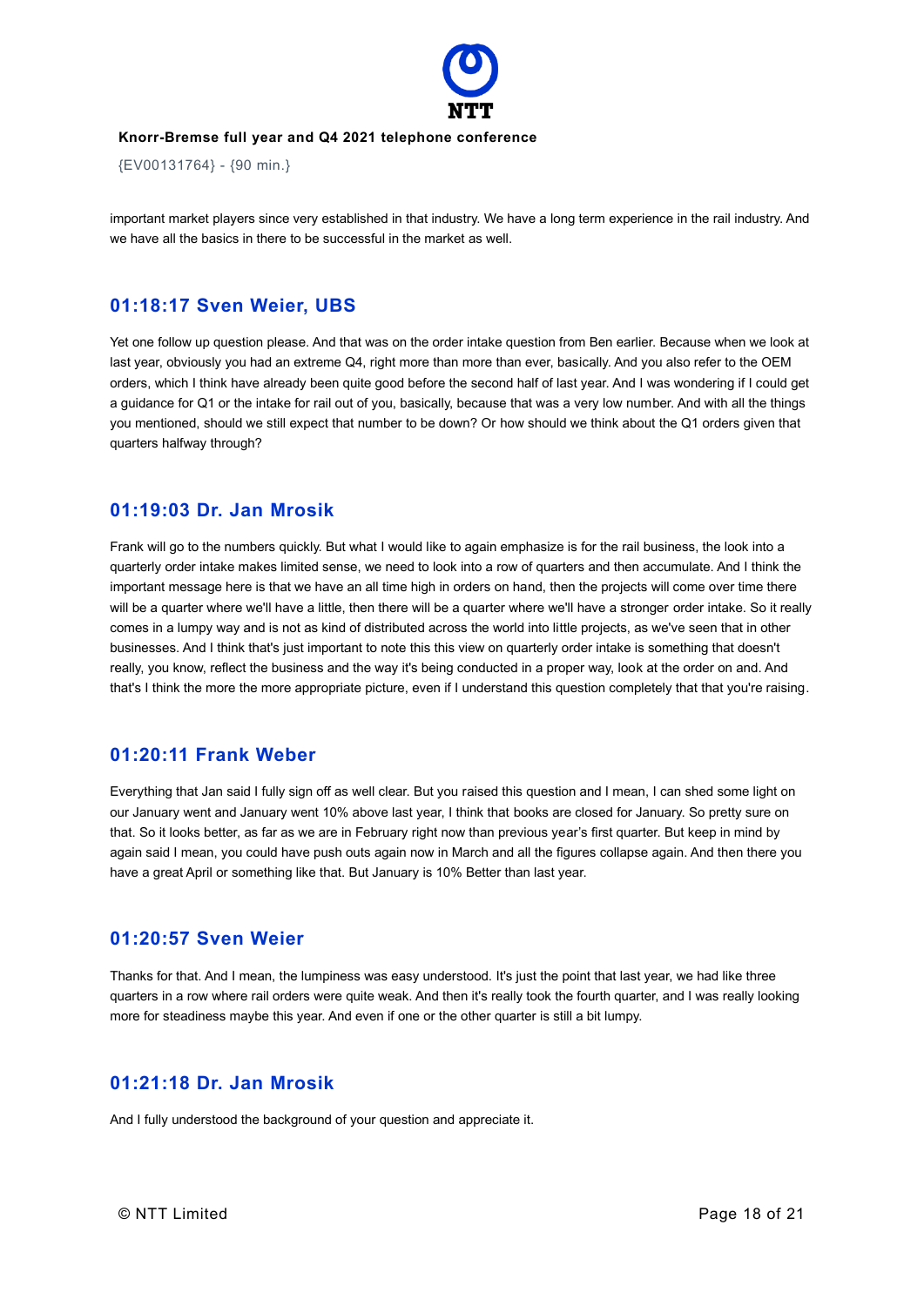important market players since very established in that industry. We have a long term experience in the rail industry. And we have all the basics in there to be successful in the market as well.

## 01:18:17 Sven Weier, UBS

Yet one follow up question please. And that was on the order intake question from Ben earlier. Because when we look at last year, obviously you had an extreme Q4, right more than more than ever, basically. And you also refer to the OEM orders, which I think have already been quite good before the second half of last year. And I was wondering if I could get a guidance for Q1 or the intake for rail out of you, basically, because that was a very low number. And with all the things you mentioned, should we still expect that number to be down? Or how should we think about the Q1 orders given that quarters halfway through?

## 01:19:03 Dr. Jan Mrosik

Frank will go to the numbers quickly. But what I would like to again emphasize is for the rail business, the look into a quarterly order intake makes limited sense, we need to look into a row of quarters and then accumulate. And I think the important message here is that we have an all time high in orders on hand, then the projects will come over time there will be a quarter where we'll have a little, then there will be a quarter where we'll have a stronger order intake. So it really comes in a lumpy way and is not as kind of distributed across the world into little projects, as we've seen that in other businesses. And I think that's just important to note this this view on quarterly order intake is something that doesn't really, you know, reflect the business and the way it's being conducted in a proper way, look at the order on and. And that's I think the more the more appropriate picture, even if I understand this question completely that that you're raising.

## 01:20:11 Frank Weber

Everything that Jan said I fully sign off as well clear. But you raised this question and I mean, I can shed some light on our January went and January went 10% above last year, I think that books are closed for January. So pretty sure on that. So it looks better, as far as we are in February right now than previous year's first quarter. But keep in mind by again said I mean, you could have push outs again now in March and all the figures collapse again. And then there you have a great April or something like that. But January is 10% Better than last year.

## 01:20:57 Sven Weier

Thanks for that. And I mean, the lumpiness was easy understood. It's just the point that last year, we had like three quarters in a row where rail orders were quite weak. And then it's really took the fourth quarter, and I was really looking more for steadiness maybe this year. And even if one or the other quarter is still a bit lumpy.

## 01:21:18 Dr. Jan Mrosik

And I fully understood the background of your question and appreciate it.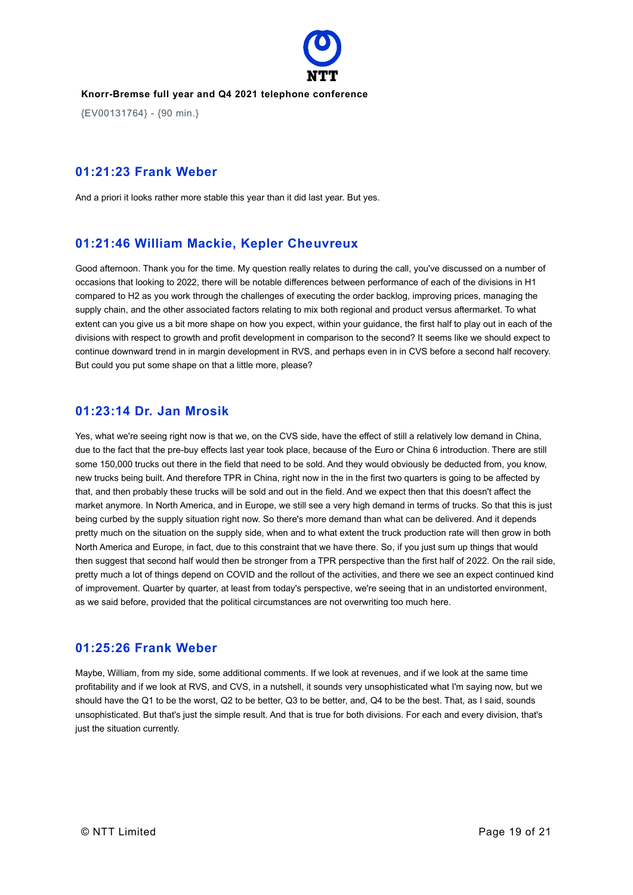## 01:21:23 Frank Weber

And a priori it looks rather more stable this year than it did last year. But yes.

## 01:21:46 William Mackie, Kepler Cheuvreux

Good afternoon. Thank you for the time. My question really relates to during the call, you've discussed on a number of occasions that looking to 2022, there will be notable differences between performance of each of the divisions in H1 compared to H2 as you work through the challenges of executing the order backlog, improving prices, managing the supply chain, and the other associated factors relating to mix both regional and product versus aftermarket. To what extent can you give us a bit more shape on how you expect, within your guidance, the first half to play out in each of the divisions with respect to growth and profit development in comparison to the second? It seems like we should expect to continue downward trend in in margin development in RVS, and perhaps even in in CVS before a second half recovery. But could you put some shape on that a little more, please?

## 01:23:14 Dr. Jan Mrosik

Yes, what we're seeing right now is that we, on the CVS side, have the effect of still a relatively low demand in China, due to the fact that the pre-buy effects last year took place, because of the Euro or China 6 introduction. There are still some 150,000 trucks out there in the field that need to be sold. And they would obviously be deducted from, you know, new trucks being built. And therefore TPR in China, right now in the in the first two quarters is going to be affected by that, and then probably these trucks will be sold and out in the field. And we expect then that this doesn't affect the market anymore. In North America, and in Europe, we still see a very high demand in terms of trucks. So that this is just being curbed by the supply situation right now. So there's more demand than what can be delivered. And it depends pretty much on the situation on the supply side, when and to what extent the truck production rate will then grow in both North America and Europe, in fact, due to this constraint that we have there. So, if you just sum up things that would then suggest that second half would then be stronger from a TPR perspective than the first half of 2022. On the rail side, pretty much a lot of things depend on COVID and the rollout of the activities, and there we see an expect continued kind of improvement. Quarter by quarter, at least from today's perspective, we're seeing that in an undistorted environment, as we said before, provided that the political circumstances are not overwriting too much here.

## 01:25:26 Frank Weber

Maybe, William, from my side, some additional comments. If we look at revenues, and if we look at the same time profitability and if we look at RVS, and CVS, in a nutshell, it sounds very unsophisticated what I'm saying now, but we should have the Q1 to be the worst, Q2 to be better, Q3 to be better, and, Q4 to be the best. That, as I said, sounds unsophisticated. But that's just the simple result. And that is true for both divisions. For each and every division, that's just the situation currently.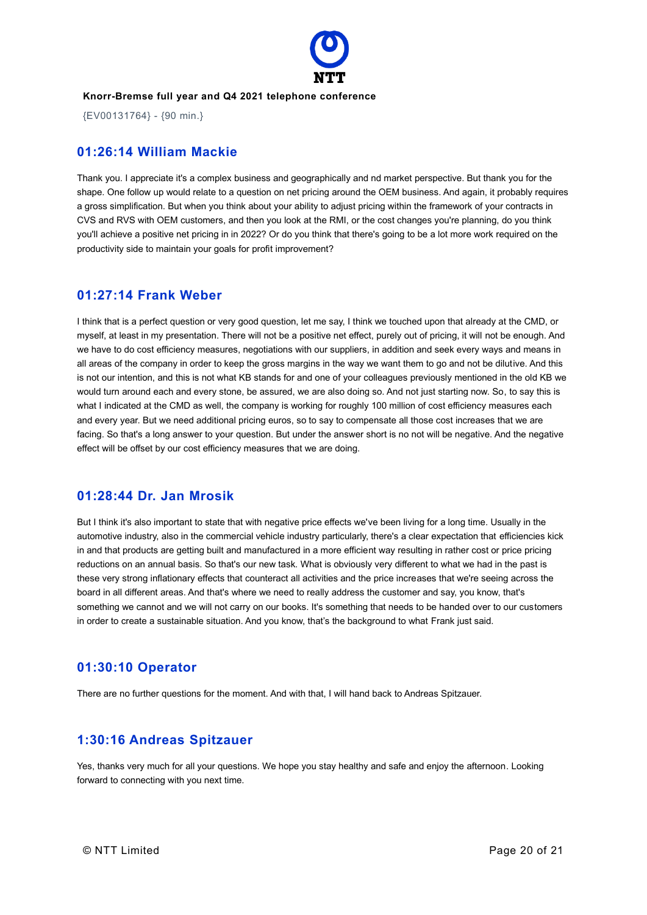## 01:26:14 William Mackie

Thank you. I appreciate it's a complex business and geographically and nd market perspective. But thank you for the shape. One follow up would relate to a question on net pricing around the OEM business. And again, it probably requires a gross simplification. But when you think about your ability to adjust pricing within the framework of your contracts in CVS and RVS with OEM customers, and then you look at the RMI, or the cost changes you're planning, do you think you'll achieve a positive net pricing in in 2022? Or do you think that there's going to be a lot more work required on the productivity side to maintain your goals for profit improvement?

## 01:27:14 Frank Weber

I think that is a perfect question or very good question, let me say, I think we touched upon that already at the CMD, or myself, at least in my presentation. There will not be a positive net effect, purely out of pricing, it will not be enough. And we have to do cost efficiency measures, negotiations with our suppliers, in addition and seek every ways and means in all areas of the company in order to keep the gross margins in the way we want them to go and not be dilutive. And this is not our intention, and this is not what KB stands for and one of your colleagues previously mentioned in the old KB we would turn around each and every stone, be assured, we are also doing so. And not just starting now. So, to say this is what I indicated at the CMD as well, the company is working for roughly 100 million of cost efficiency measures each and every year. But we need additional pricing euros, so to say to compensate all those cost increases that we are facing. So that's a long answer to your question. But under the answer short is no not will be negative. And the negative effect will be offset by our cost efficiency measures that we are doing.

## 01:28:44 Dr. Jan Mrosik

But I think it's also important to state that with negative price effects we've been living for a long time. Usually in the automotive industry, also in the commercial vehicle industry particularly, there's a clear expectation that efficiencies kick in and that products are getting built and manufactured in a more efficient way resulting in rather cost or price pricing reductions on an annual basis. So that's our new task. What is obviously very different to what we had in the past is these very strong inflationary effects that counteract all activities and the price increases that we're seeing across the board in all different areas. And that's where we need to really address the customer and say, you know, that's something we cannot and we will not carry on our books. It's something that needs to be handed over to our customers in order to create a sustainable situation. And you know, that's the background to what Frank just said.

## 01:30:10 Operator

There are no further questions for the moment. And with that, I will hand back to Andreas Spitzauer.

## 1:30:16 Andreas Spitzauer

Yes, thanks very much for all your questions. We hope you stay healthy and safe and enjoy the afternoon. Looking forward to connecting with you next time.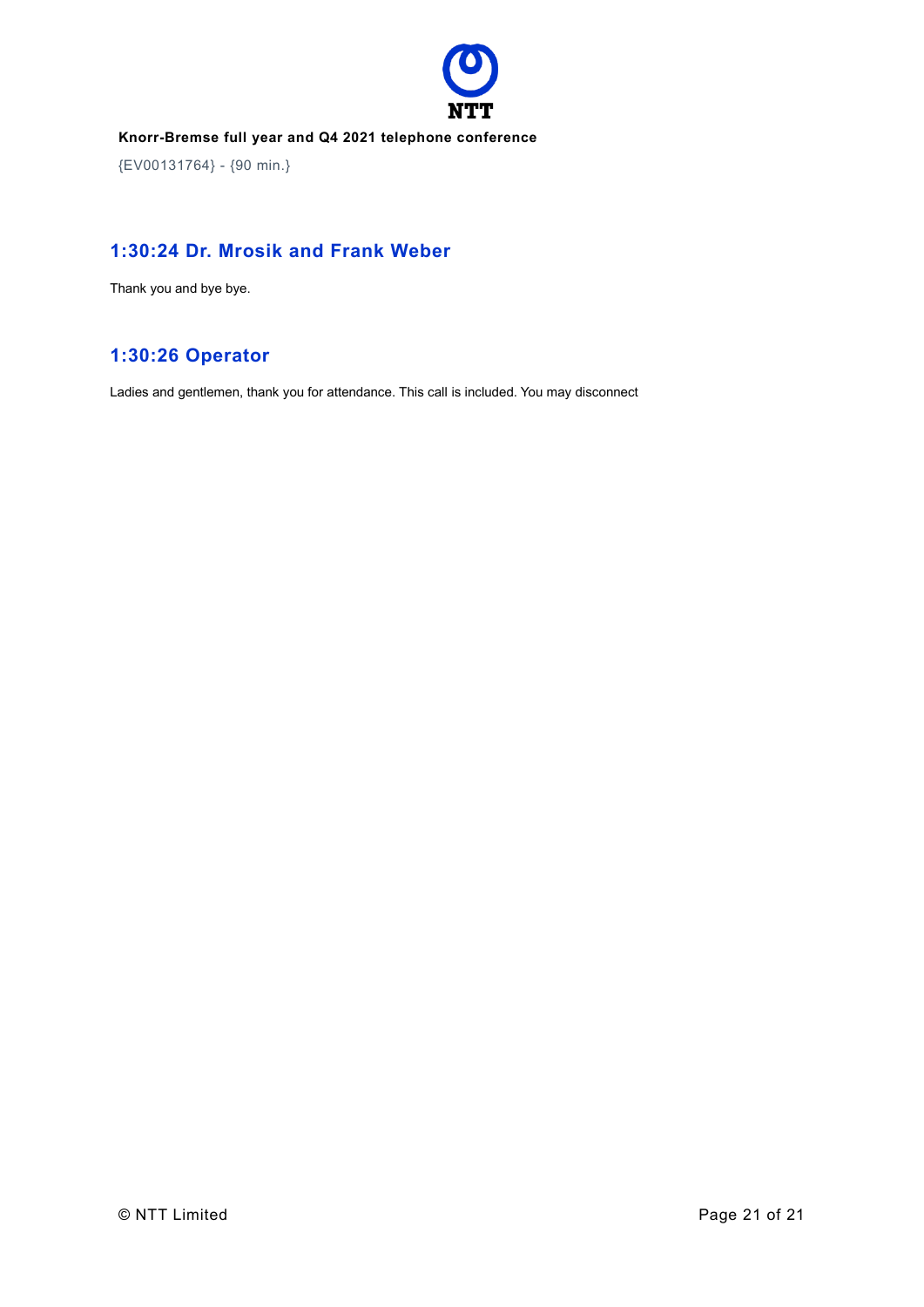## 1:30:24 Dr. Mrosik and Frank Weber

Thank you and bye bye.

## 1:30:26 Operator

Ladies and gentlemen, thank you for attendance. This call is included. You may disconnect